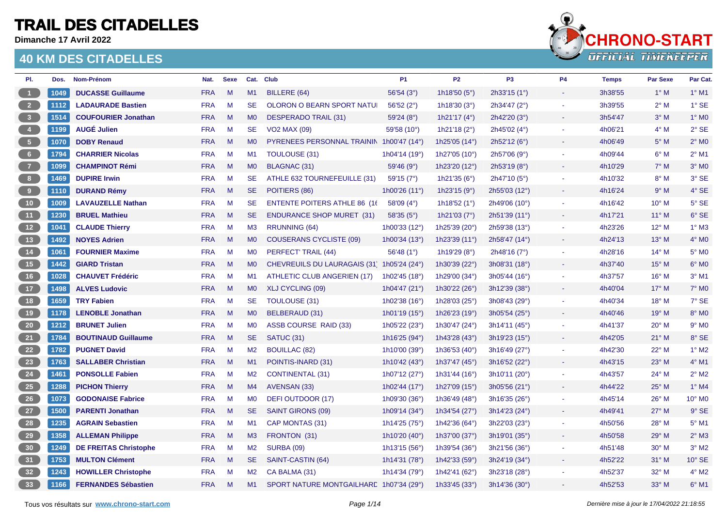# TRAIL DES CITADELLES

**Dimanche 17 Avril 2022**

## 40 KM DES CITADELLES

CHRONO-START OFFICIAL TIMEKEEPER

| Pl. | Dos. | Nom-Prénom | Nat. | Sexe | Cat. | Club | P1 | P2 | P3 | P4 | Temps | Par Sexe | Par Cat. |
|---|---|---|---|---|---|---|---|---|---|---|---|---|---|
| 1 | 1049 | **DUCASSE Guillaume** | FRA | M | M1 | BILLERE (64) | 56'54 (3°) | 1h18'50 (5°) | 2h33'15 (1°) | - | 3h38'55 | 1° M | 1° M1 |
| 2 | 1112 | **LADAURADE Bastien** | FRA | M | SE | OLORON O BEARN SPORT NATUI | 56'52 (2°) | 1h18'30 (3°) | 2h34'47 (2°) | - | 3h39'55 | 2° M | 1° SE |
| 3 | 1514 | **COUFOURIER Jonathan** | FRA | M | M0 | DESPERADO TRAIL (31) | 59'24 (8°) | 1h21'17 (4°) | 2h42'20 (3°) | - | 3h54'47 | 3° M | 1° M0 |
| 4 | 1199 | **AUGÉ Julien** | FRA | M | SE | VO2 MAX (09) | 59'58 (10°) | 1h21'18 (2°) | 2h45'02 (4°) | - | 4h06'21 | 4° M | 2° SE |
| 5 | 1070 | **DOBY Renaud** | FRA | M | M0 | PYRENEES PERSONNAL TRAININ | 1h00'47 (14°) | 1h25'05 (14°) | 2h52'12 (6°) | - | 4h06'49 | 5° M | 2° M0 |
| 6 | 1794 | **CHARRIER Nicolas** | FRA | M | M1 | TOULOUSE (31) | 1h04'14 (19°) | 1h27'05 (10°) | 2h57'06 (9°) | - | 4h09'44 | 6° M | 2° M1 |
| 7 | 1099 | **CHAMPINOT Rémi** | FRA | M | M0 | BLAGNAC (31) | 59'46 (9°) | 1h23'20 (12°) | 2h53'19 (8°) | - | 4h10'29 | 7° M | 3° M0 |
| 8 | 1469 | **DUPIRE Irwin** | FRA | M | SE | ATHLE 632 TOURNEFEUILLE (31) | 59'15 (7°) | 1h21'35 (6°) | 2h47'10 (5°) | - | 4h10'32 | 8° M | 3° SE |
| 9 | 1110 | **DURAND Rémy** | FRA | M | SE | POITIERS (86) | 1h00'26 (11°) | 1h23'15 (9°) | 2h55'03 (12°) | - | 4h16'24 | 9° M | 4° SE |
| 10 | 1009 | **LAVAUZELLE Nathan** | FRA | M | SE | ENTENTE POITERS ATHLE 86 (1( | 58'09 (4°) | 1h18'52 (1°) | 2h49'06 (10°) | - | 4h16'42 | 10° M | 5° SE |
| 11 | 1230 | **BRUEL Mathieu** | FRA | M | SE | ENDURANCE SHOP MURET (31) | 58'35 (5°) | 1h21'03 (7°) | 2h51'39 (11°) | - | 4h17'21 | 11° M | 6° SE |
| 12 | 1041 | **CLAUDE Thierry** | FRA | M | M3 | RRUNNING (64) | 1h00'33 (12°) | 1h25'39 (20°) | 2h59'38 (13°) | - | 4h23'26 | 12° M | 1° M3 |
| 13 | 1492 | **NOYES Adrien** | FRA | M | M0 | COUSERANS CYCLISTE (09) | 1h00'34 (13°) | 1h23'39 (11°) | 2h58'47 (14°) | - | 4h24'13 | 13° M | 4° M0 |
| 14 | 1061 | **FOURNIER Maxime** | FRA | M | M0 | PERFECT' TRAIL (44) | 56'48 (1°) | 1h19'29 (8°) | 2h48'16 (7°) | - | 4h28'16 | 14° M | 5° M0 |
| 15 | 1442 | **GIARD Tristan** | FRA | M | M0 | CHEVREUILS DU LAURAGAIS (31) | 1h05'24 (24°) | 1h30'39 (22°) | 3h08'31 (18°) | - | 4h37'40 | 15° M | 6° M0 |
| 16 | 1028 | **CHAUVET Frédéric** | FRA | M | M1 | ATHLETIC CLUB ANGERIEN (17) | 1h02'45 (18°) | 1h29'00 (34°) | 3h05'44 (16°) | - | 4h37'57 | 16° M | 3° M1 |
| 17 | 1498 | **ALVES Ludovic** | FRA | M | M0 | XLJ CYCLING (09) | 1h04'47 (21°) | 1h30'22 (26°) | 3h12'39 (38°) | - | 4h40'04 | 17° M | 7° M0 |
| 18 | 1659 | **TRY Fabien** | FRA | M | SE | TOULOUSE (31) | 1h02'38 (16°) | 1h28'03 (25°) | 3h08'43 (29°) | - | 4h40'34 | 18° M | 7° SE |
| 19 | 1178 | **LENOBLE Jonathan** | FRA | M | M0 | BELBERAUD (31) | 1h01'19 (15°) | 1h26'23 (19°) | 3h05'54 (25°) | - | 4h40'46 | 19° M | 8° M0 |
| 20 | 1212 | **BRUNET Julien** | FRA | M | M0 | ASSB COURSE RAID (33) | 1h05'22 (23°) | 1h30'47 (24°) | 3h14'11 (45°) | - | 4h41'37 | 20° M | 9° M0 |
| 21 | 1784 | **BOUTINAUD Guillaume** | FRA | M | SE | SATUC (31) | 1h16'25 (94°) | 1h43'28 (43°) | 3h19'23 (15°) | - | 4h42'05 | 21° M | 8° SE |
| 22 | 1782 | **PUGNET David** | FRA | M | M2 | BOUILLAC (82) | 1h10'00 (39°) | 1h36'53 (40°) | 3h16'49 (27°) | - | 4h42'30 | 22° M | 1° M2 |
| 23 | 1763 | **SALLABER Christian** | FRA | M | M1 | POINTIS-INARD (31) | 1h10'42 (43°) | 1h37'47 (45°) | 3h16'52 (22°) | - | 4h43'15 | 23° M | 4° M1 |
| 24 | 1461 | **PONSOLLE Fabien** | FRA | M | M2 | CONTINENTAL (31) | 1h07'12 (27°) | 1h31'44 (16°) | 3h10'11 (20°) | - | 4h43'57 | 24° M | 2° M2 |
| 25 | 1288 | **PICHON Thierry** | FRA | M | M4 | AVENSAN (33) | 1h02'44 (17°) | 1h27'09 (15°) | 3h05'56 (21°) | - | 4h44'22 | 25° M | 1° M4 |
| 26 | 1073 | **GODONAISE Fabrice** | FRA | M | M0 | DEFI OUTDOOR (17) | 1h09'30 (36°) | 1h36'49 (48°) | 3h16'35 (26°) | - | 4h45'14 | 26° M | 10° M0 |
| 27 | 1500 | **PARENTI Jonathan** | FRA | M | SE | SAINT GIRONS (09) | 1h09'14 (34°) | 1h34'54 (27°) | 3h14'23 (24°) | - | 4h49'41 | 27° M | 9° SE |
| 28 | 1235 | **AGRAIN Sebastien** | FRA | M | M1 | CAP MONTAS (31) | 1h14'25 (75°) | 1h42'36 (64°) | 3h22'03 (23°) | - | 4h50'56 | 28° M | 5° M1 |
| 29 | 1358 | **ALLEMAN Philippe** | FRA | M | M3 | FRONTON (31) | 1h10'20 (40°) | 1h37'00 (37°) | 3h19'01 (35°) | - | 4h50'58 | 29° M | 2° M3 |
| 30 | 1249 | **DE FREITAS Christophe** | FRA | M | M2 | SURBA (09) | 1h13'15 (56°) | 1h39'54 (36°) | 3h21'56 (36°) | - | 4h51'48 | 30° M | 3° M2 |
| 31 | 1753 | **MULTON Clément** | FRA | M | SE | SAINT-CASTIN (64) | 1h14'31 (78°) | 1h42'33 (59°) | 3h24'19 (34°) | - | 4h52'22 | 31° M | 10° SE |
| 32 | 1243 | **HOWILLER Christophe** | FRA | M | M2 | CA BALMA (31) | 1h14'34 (79°) | 1h42'41 (62°) | 3h23'18 (28°) | - | 4h52'37 | 32° M | 4° M2 |
| 33 | 1166 | **FERNANDES Sébastien** | FRA | M | M1 | SPORT NATURE MONTGAILHARD | 1h07'34 (29°) | 1h33'45 (33°) | 3h14'36 (30°) | - | 4h52'53 | 33° M | 6° M1 |

Tous vos résultats sur **www.chrono-start.com**

*Dernière mise à jour le 17/04/2022 21:18:55*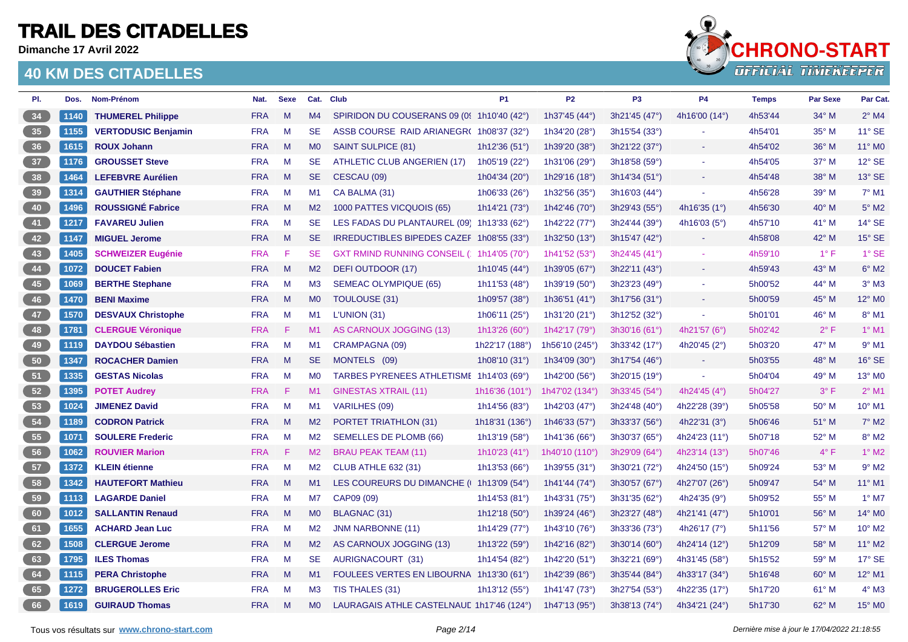# TRAIL DES CITADELLES

**Dimanche 17 Avril 2022**

## 40 KM DES CITADELLES

| Pl. | Dos. | Nom-Prénom | Nat. | Sexe | Cat. | Club | P1 | P2 | P3 | P4 | Temps | Par Sexe | Par Cat. |
|---|---|---|---|---|---|---|---|---|---|---|---|---|---|
| 34 | 1140 | THUMEREL Philippe | FRA | M | M4 | SPIRIDON DU COUSERANS 09 (0( | 1h10'40 (42°) | 1h37'45 (44°) | 3h21'45 (47°) | 4h16'00 (14°) | 4h53'44 | 34° M | 2° M4 |
| 35 | 1155 | VERTODUSIC Benjamin | FRA | M | SE | ASSB COURSE RAID ARIANEGR( | 1h08'37 (32°) | 1h34'20 (28°) | 3h15'54 (33°) | - | 4h54'01 | 35° M | 11° SE |
| 36 | 1615 | ROUX Johann | FRA | M | M0 | SAINT SULPICE (81) | 1h12'36 (51°) | 1h39'20 (38°) | 3h21'22 (37°) | - | 4h54'02 | 36° M | 11° M0 |
| 37 | 1176 | GROUSSET Steve | FRA | M | SE | ATHLETIC CLUB ANGERIEN (17) | 1h05'19 (22°) | 1h31'06 (29°) | 3h18'58 (59°) | - | 4h54'05 | 37° M | 12° SE |
| 38 | 1464 | LEFEBVRE Aurélien | FRA | M | SE | CESCAU (09) | 1h04'34 (20°) | 1h29'16 (18°) | 3h14'34 (51°) | - | 4h54'48 | 38° M | 13° SE |
| 39 | 1314 | GAUTHIER Stéphane | FRA | M | M1 | CA BALMA (31) | 1h06'33 (26°) | 1h32'56 (35°) | 3h16'03 (44°) | - | 4h56'28 | 39° M | 7° M1 |
| 40 | 1496 | ROUSSIGNÉ Fabrice | FRA | M | M2 | 1000 PATTES VICQUOIS (65) | 1h14'21 (73°) | 1h42'46 (70°) | 3h29'43 (55°) | 4h16'35 (1°) | 4h56'30 | 40° M | 5° M2 |
| 41 | 1217 | FAVAREU Julien | FRA | M | SE | LES FADAS DU PLANTAUREL (09) | 1h13'33 (62°) | 1h42'22 (77°) | 3h24'44 (39°) | 4h16'03 (5°) | 4h57'10 | 41° M | 14° SE |
| 42 | 1147 | MIGUEL Jerome | FRA | M | SE | IRREDUCTIBLES BIPEDES CAZEF | 1h08'55 (33°) | 1h32'50 (13°) | 3h15'47 (42°) | - | 4h58'08 | 42° M | 15° SE |
| 43 | 1405 | SCHWEIZER Eugénie | FRA | F | SE | GXT RMIND RUNNING CONSEIL (: | 1h14'05 (70°) | 1h41'52 (53°) | 3h24'45 (41°) | - | 4h59'10 | 1° F | 1° SE |
| 44 | 1072 | DOUCET Fabien | FRA | M | M2 | DEFI OUTDOOR (17) | 1h10'45 (44°) | 1h39'05 (67°) | 3h22'11 (43°) | - | 4h59'43 | 43° M | 6° M2 |
| 45 | 1069 | BERTHE Stephane | FRA | M | M3 | SEMEAC OLYMPIQUE (65) | 1h11'53 (48°) | 1h39'19 (50°) | 3h23'23 (49°) | - | 5h00'52 | 44° M | 3° M3 |
| 46 | 1470 | BENI Maxime | FRA | M | M0 | TOULOUSE (31) | 1h09'57 (38°) | 1h36'51 (41°) | 3h17'56 (31°) | - | 5h00'59 | 45° M | 12° M0 |
| 47 | 1570 | DESVAUX Christophe | FRA | M | M1 | L'UNION (31) | 1h06'11 (25°) | 1h31'20 (21°) | 3h12'52 (32°) | - | 5h01'01 | 46° M | 8° M1 |
| 48 | 1781 | CLERGUE Véronique | FRA | F | M1 | AS CARNOUX JOGGING (13) | 1h13'26 (60°) | 1h42'17 (79°) | 3h30'16 (61°) | 4h21'57 (6°) | 5h02'42 | 2° F | 1° M1 |
| 49 | 1119 | DAYDOU Sébastien | FRA | M | M1 | CRAMPAGNA (09) | 1h22'17 (188°) | 1h56'10 (245°) | 3h33'42 (17°) | 4h20'45 (2°) | 5h03'20 | 47° M | 9° M1 |
| 50 | 1347 | ROCACHER Damien | FRA | M | SE | MONTELS (09) | 1h08'10 (31°) | 1h34'09 (30°) | 3h17'54 (46°) | - | 5h03'55 | 48° M | 16° SE |
| 51 | 1335 | GESTAS Nicolas | FRA | M | M0 | TARBES PYRENEES ATHLETISME | 1h14'03 (69°) | 1h42'00 (56°) | 3h20'15 (19°) | - | 5h04'04 | 49° M | 13° M0 |
| 52 | 1395 | POTET Audrey | FRA | F | M1 | GINESTAS XTRAIL (11) | 1h16'36 (101°) | 1h47'02 (134°) | 3h33'45 (54°) | 4h24'45 (4°) | 5h04'27 | 3° F | 2° M1 |
| 53 | 1024 | JIMENEZ David | FRA | M | M1 | VARILHES (09) | 1h14'56 (83°) | 1h42'03 (47°) | 3h24'48 (40°) | 4h22'28 (39°) | 5h05'58 | 50° M | 10° M1 |
| 54 | 1189 | CODRON Patrick | FRA | M | M2 | PORTET TRIATHLON (31) | 1h18'31 (136°) | 1h46'33 (57°) | 3h33'37 (56°) | 4h22'31 (3°) | 5h06'46 | 51° M | 7° M2 |
| 55 | 1071 | SOULERE Frederic | FRA | M | M2 | SEMELLES DE PLOMB (66) | 1h13'19 (58°) | 1h41'36 (66°) | 3h30'37 (65°) | 4h24'23 (11°) | 5h07'18 | 52° M | 8° M2 |
| 56 | 1062 | ROUVIER Marion | FRA | F | M2 | BRAU PEAK TEAM (11) | 1h10'23 (41°) | 1h40'10 (110°) | 3h29'09 (64°) | 4h23'14 (13°) | 5h07'46 | 4° F | 1° M2 |
| 57 | 1372 | KLEIN étienne | FRA | M | M2 | CLUB ATHLE 632 (31) | 1h13'53 (66°) | 1h39'55 (31°) | 3h30'21 (72°) | 4h24'50 (15°) | 5h09'24 | 53° M | 9° M2 |
| 58 | 1342 | HAUTEFORT Mathieu | FRA | M | M1 | LES COUREURS DU DIMANCHE (( | 1h13'09 (54°) | 1h41'44 (74°) | 3h30'57 (67°) | 4h27'07 (26°) | 5h09'47 | 54° M | 11° M1 |
| 59 | 1113 | LAGARDE Daniel | FRA | M | M7 | CAP09 (09) | 1h14'53 (81°) | 1h43'31 (75°) | 3h31'35 (62°) | 4h24'35 (9°) | 5h09'52 | 55° M | 1° M7 |
| 60 | 1012 | SALLANTIN Renaud | FRA | M | M0 | BLAGNAC (31) | 1h12'18 (50°) | 1h39'24 (46°) | 3h23'27 (48°) | 4h21'41 (47°) | 5h10'01 | 56° M | 14° M0 |
| 61 | 1655 | ACHARD Jean Luc | FRA | M | M2 | JNM NARBONNE (11) | 1h14'29 (77°) | 1h43'10 (76°) | 3h33'36 (73°) | 4h26'17 (7°) | 5h11'56 | 57° M | 10° M2 |
| 62 | 1508 | CLERGUE Jerome | FRA | M | M2 | AS CARNOUX JOGGING (13) | 1h13'22 (59°) | 1h42'16 (82°) | 3h30'14 (60°) | 4h24'14 (12°) | 5h12'09 | 58° M | 11° M2 |
| 63 | 1795 | ILES Thomas | FRA | M | SE | AURIGNACOURT (31) | 1h14'54 (82°) | 1h42'20 (51°) | 3h32'21 (69°) | 4h31'45 (58°) | 5h15'52 | 59° M | 17° SE |
| 64 | 1115 | PERA Christophe | FRA | M | M1 | FOULEES VERTES EN LIBOURNA | 1h13'30 (61°) | 1h42'39 (86°) | 3h35'44 (84°) | 4h33'17 (34°) | 5h16'48 | 60° M | 12° M1 |
| 65 | 1272 | BRUGEROLLES Eric | FRA | M | M3 | TIS THALES (31) | 1h13'12 (55°) | 1h41'47 (73°) | 3h27'54 (53°) | 4h22'35 (17°) | 5h17'20 | 61° M | 4° M3 |
| 66 | 1619 | GUIRAUD Thomas | FRA | M | M0 | LAURAGAIS ATHLE CASTELNAUD | 1h17'46 (124°) | 1h47'13 (95°) | 3h38'13 (74°) | 4h34'21 (24°) | 5h17'30 | 62° M | 15° M0 |

Tous vos résultats sur www.chrono-start.com

Dernière mise à jour le 17/04/2022 21:18:55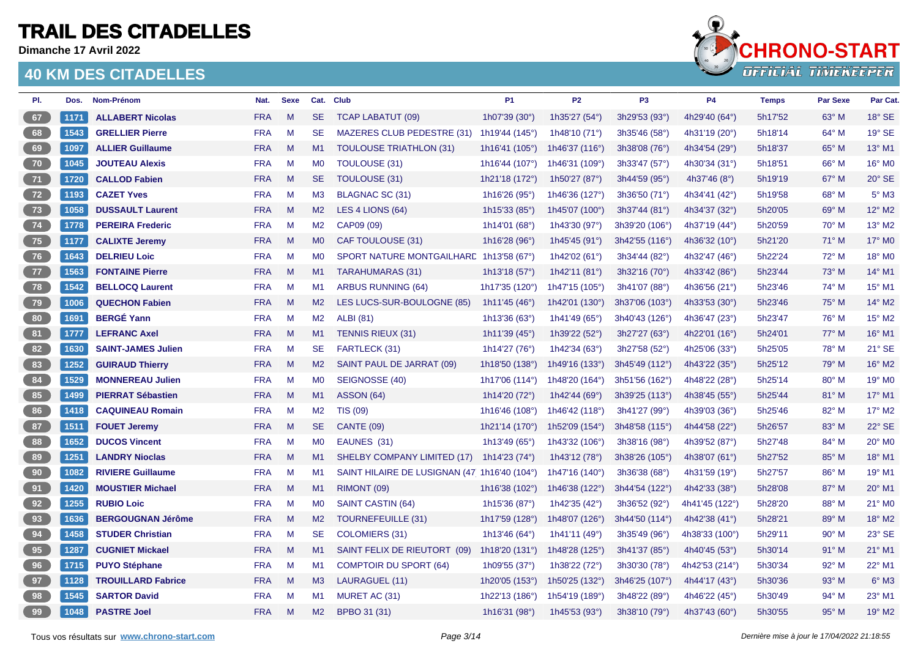# TRAIL DES CITADELLES

**Dimanche 17 Avril 2022**

## 40 KM DES CITADELLES

| Pl. | Dos. | Nom-Prénom | Nat. | Sexe | Cat. | Club | P1 | P2 | P3 | P4 | Temps | Par Sexe | Par Cat. |
|---|---|---|---|---|---|---|---|---|---|---|---|---|---|
| 67 | 1171 | **ALLABERT Nicolas** | FRA | M | SE | TCAP LABATUT (09) | 1h07'39 (30°) | 1h35'27 (54°) | 3h29'53 (93°) | 4h29'40 (64°) | 5h17'52 | 63° M | 18° SE |
| 68 | 1543 | **GRELLIER Pierre** | FRA | M | SE | MAZERES CLUB PEDESTRE (31) | 1h19'44 (145°) | 1h48'10 (71°) | 3h35'46 (58°) | 4h31'19 (20°) | 5h18'14 | 64° M | 19° SE |
| 69 | 1097 | **ALLIER Guillaume** | FRA | M | M1 | TOULOUSE TRIATHLON (31) | 1h16'41 (105°) | 1h46'37 (116°) | 3h38'08 (76°) | 4h34'54 (29°) | 5h18'37 | 65° M | 13° M1 |
| 70 | 1045 | **JOUTEAU Alexis** | FRA | M | M0 | TOULOUSE (31) | 1h16'44 (107°) | 1h46'31 (109°) | 3h33'47 (57°) | 4h30'34 (31°) | 5h18'51 | 66° M | 16° M0 |
| 71 | 1720 | **CALLOD Fabien** | FRA | M | SE | TOULOUSE (31) | 1h21'18 (172°) | 1h50'27 (87°) | 3h44'59 (95°) | 4h37'46 (8°) | 5h19'19 | 67° M | 20° SE |
| 72 | 1193 | **CAZET Yves** | FRA | M | M3 | BLAGNAC SC (31) | 1h16'26 (95°) | 1h46'36 (127°) | 3h36'50 (71°) | 4h34'41 (42°) | 5h19'58 | 68° M | 5° M3 |
| 73 | 1058 | **DUSSAULT Laurent** | FRA | M | M2 | LES 4 LIONS (64) | 1h15'33 (85°) | 1h45'07 (100°) | 3h37'44 (81°) | 4h34'37 (32°) | 5h20'05 | 69° M | 12° M2 |
| 74 | 1778 | **PEREIRA Frederic** | FRA | M | M2 | CAP09 (09) | 1h14'01 (68°) | 1h43'30 (97°) | 3h39'20 (106°) | 4h37'19 (44°) | 5h20'59 | 70° M | 13° M2 |
| 75 | 1177 | **CALIXTE Jeremy** | FRA | M | M0 | CAF TOULOUSE (31) | 1h16'28 (96°) | 1h45'45 (91°) | 3h42'55 (116°) | 4h36'32 (10°) | 5h21'20 | 71° M | 17° M0 |
| 76 | 1643 | **DELRIEU Loic** | FRA | M | M0 | SPORT NATURE MONTGAILHARD | 1h13'58 (67°) | 1h42'02 (61°) | 3h34'44 (82°) | 4h32'47 (46°) | 5h22'24 | 72° M | 18° M0 |
| 77 | 1563 | **FONTAINE Pierre** | FRA | M | M1 | TARAHUMARAS (31) | 1h13'18 (57°) | 1h42'11 (81°) | 3h32'16 (70°) | 4h33'42 (86°) | 5h23'44 | 73° M | 14° M1 |
| 78 | 1542 | **BELLOCQ Laurent** | FRA | M | M1 | ARBUS RUNNING (64) | 1h17'35 (120°) | 1h47'15 (105°) | 3h41'07 (88°) | 4h36'56 (21°) | 5h23'46 | 74° M | 15° M1 |
| 79 | 1006 | **QUECHON Fabien** | FRA | M | M2 | LES LUCS-SUR-BOULOGNE (85) | 1h11'45 (46°) | 1h42'01 (130°) | 3h37'06 (103°) | 4h33'53 (30°) | 5h23'46 | 75° M | 14° M2 |
| 80 | 1691 | **BERGÉ Yann** | FRA | M | M2 | ALBI (81) | 1h13'36 (63°) | 1h41'49 (65°) | 3h40'43 (126°) | 4h36'47 (23°) | 5h23'47 | 76° M | 15° M2 |
| 81 | 1777 | **LEFRANC Axel** | FRA | M | M1 | TENNIS RIEUX (31) | 1h11'39 (45°) | 1h39'22 (52°) | 3h27'27 (63°) | 4h22'01 (16°) | 5h24'01 | 77° M | 16° M1 |
| 82 | 1630 | **SAINT-JAMES Julien** | FRA | M | SE | FARTLECK (31) | 1h14'27 (76°) | 1h42'34 (63°) | 3h27'58 (52°) | 4h25'06 (33°) | 5h25'05 | 78° M | 21° SE |
| 83 | 1252 | **GUIRAUD Thierry** | FRA | M | M2 | SAINT PAUL DE JARRAT (09) | 1h18'50 (138°) | 1h49'16 (133°) | 3h45'49 (112°) | 4h43'22 (35°) | 5h25'12 | 79° M | 16° M2 |
| 84 | 1529 | **MONNEREAU Julien** | FRA | M | M0 | SEIGNOSSE (40) | 1h17'06 (114°) | 1h48'20 (164°) | 3h51'56 (162°) | 4h48'22 (28°) | 5h25'14 | 80° M | 19° M0 |
| 85 | 1499 | **PIERRAT Sébastien** | FRA | M | M1 | ASSON (64) | 1h14'20 (72°) | 1h42'44 (69°) | 3h39'25 (113°) | 4h38'45 (55°) | 5h25'44 | 81° M | 17° M1 |
| 86 | 1418 | **CAQUINEAU Romain** | FRA | M | M2 | TIS (09) | 1h16'46 (108°) | 1h46'42 (118°) | 3h41'27 (99°) | 4h39'03 (36°) | 5h25'46 | 82° M | 17° M2 |
| 87 | 1511 | **FOUET Jeremy** | FRA | M | SE | CANTE (09) | 1h21'14 (170°) | 1h52'09 (154°) | 3h48'58 (115°) | 4h44'58 (22°) | 5h26'57 | 83° M | 22° SE |
| 88 | 1652 | **DUCOS Vincent** | FRA | M | M0 | EAUNES (31) | 1h13'49 (65°) | 1h43'32 (106°) | 3h38'16 (98°) | 4h39'52 (87°) | 5h27'48 | 84° M | 20° M0 |
| 89 | 1251 | **LANDRY Nioclas** | FRA | M | M1 | SHELBY COMPANY LIMITED (17) | 1h14'23 (74°) | 1h43'12 (78°) | 3h38'26 (105°) | 4h38'07 (61°) | 5h27'52 | 85° M | 18° M1 |
| 90 | 1082 | **RIVIERE Guillaume** | FRA | M | M1 | SAINT HILAIRE DE LUSIGNAN (47 | 1h16'40 (104°) | 1h47'16 (140°) | 3h36'38 (68°) | 4h31'59 (19°) | 5h27'57 | 86° M | 19° M1 |
| 91 | 1420 | **MOUSTIER Michael** | FRA | M | M1 | RIMONT (09) | 1h16'38 (102°) | 1h46'38 (122°) | 3h44'54 (122°) | 4h42'33 (38°) | 5h28'08 | 87° M | 20° M1 |
| 92 | 1255 | **RUBIO Loic** | FRA | M | M0 | SAINT CASTIN (64) | 1h15'36 (87°) | 1h42'35 (42°) | 3h36'52 (92°) | 4h41'45 (122°) | 5h28'20 | 88° M | 21° M0 |
| 93 | 1636 | **BERGOUGNAN Jérôme** | FRA | M | M2 | TOURNEFEUILLE (31) | 1h17'59 (128°) | 1h48'07 (126°) | 3h44'50 (114°) | 4h42'38 (41°) | 5h28'21 | 89° M | 18° M2 |
| 94 | 1458 | **STUDER Christian** | FRA | M | SE | COLOMIERS (31) | 1h13'46 (64°) | 1h41'11 (49°) | 3h35'49 (96°) | 4h38'33 (100°) | 5h29'11 | 90° M | 23° SE |
| 95 | 1287 | **CUGNIET Mickael** | FRA | M | M1 | SAINT FELIX DE RIEUTORT (09) | 1h18'20 (131°) | 1h48'28 (125°) | 3h41'37 (85°) | 4h40'45 (53°) | 5h30'14 | 91° M | 21° M1 |
| 96 | 1715 | **PUYO Stéphane** | FRA | M | M1 | COMPTOIR DU SPORT (64) | 1h09'55 (37°) | 1h38'22 (72°) | 3h30'30 (78°) | 4h42'53 (214°) | 5h30'34 | 92° M | 22° M1 |
| 97 | 1128 | **TROUILLARD Fabrice** | FRA | M | M3 | LAURAGUEL (11) | 1h20'05 (153°) | 1h50'25 (132°) | 3h46'25 (107°) | 4h44'17 (43°) | 5h30'36 | 93° M | 6° M3 |
| 98 | 1545 | **SARTOR David** | FRA | M | M1 | MURET AC (31) | 1h22'13 (186°) | 1h54'19 (189°) | 3h48'22 (89°) | 4h46'22 (45°) | 5h30'49 | 94° M | 23° M1 |
| 99 | 1048 | **PASTRE Joel** | FRA | M | M2 | BPBO 31 (31) | 1h16'31 (98°) | 1h45'53 (93°) | 3h38'10 (79°) | 4h37'43 (60°) | 5h30'55 | 95° M | 19° M2 |

Tous vos résultats sur **www.chrono-start.com**

*Dernière mise à jour le 17/04/2022 21:18:55*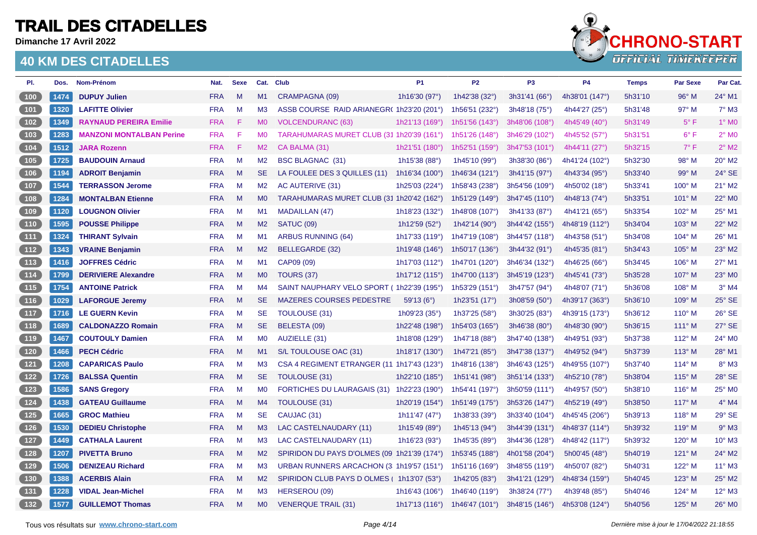# TRAIL DES CITADELLES

**Dimanche 17 Avril 2022**

## 40 KM DES CITADELLES

| Pl. | Dos. | Nom-Prénom | Nat. | Sexe | Cat. | Club | P1 | P2 | P3 | P4 | Temps | Par Sexe | Par Cat. |
|---|---|---|---|---|---|---|---|---|---|---|---|---|---|
| 100 | 1474 | **DUPUY Julien** | FRA | M | M1 | CRAMPAGNA (09) | 1h16'30 (97°) | 1h42'38 (32°) | 3h31'41 (66°) | 4h38'01 (147°) | 5h31'10 | 96° M | 24° M1 |
| 101 | 1320 | **LAFITTE Olivier** | FRA | M | M3 | ASSB COURSE RAID ARIANEGR( | 1h23'20 (201°) | 1h56'51 (232°) | 3h48'18 (75°) | 4h44'27 (25°) | 5h31'48 | 97° M | 7° M3 |
| 102 | 1349 | **RAYNAUD PEREIRA Emilie** | FRA | F | M0 | VOLCENDURANC (63) | 1h21'13 (169°) | 1h51'56 (143°) | 3h48'06 (108°) | 4h45'49 (40°) | 5h31'49 | 5° F | 1° M0 |
| 103 | 1283 | **MANZONI MONTALBAN Perine** | FRA | F | M0 | TARAHUMARAS MURET CLUB (31 | 1h20'39 (161°) | 1h51'26 (148°) | 3h46'29 (102°) | 4h45'52 (57°) | 5h31'51 | 6° F | 2° M0 |
| 104 | 1512 | **JARA Rozenn** | FRA | F | M2 | CA BALMA (31) | 1h21'51 (180°) | 1h52'51 (159°) | 3h47'53 (101°) | 4h44'11 (27°) | 5h32'15 | 7° F | 2° M2 |
| 105 | 1725 | **BAUDOUIN Arnaud** | FRA | M | M2 | BSC BLAGNAC (31) | 1h15'38 (88°) | 1h45'10 (99°) | 3h38'30 (86°) | 4h41'24 (102°) | 5h32'30 | 98° M | 20° M2 |
| 106 | 1194 | **ADROIT Benjamin** | FRA | M | SE | LA FOULEE DES 3 QUILLES (11) | 1h16'34 (100°) | 1h46'34 (121°) | 3h41'15 (97°) | 4h43'34 (95°) | 5h33'40 | 99° M | 24° SE |
| 107 | 1544 | **TERRASSON Jerome** | FRA | M | M2 | AC AUTERIVE (31) | 1h25'03 (224°) | 1h58'43 (238°) | 3h54'56 (109°) | 4h50'02 (18°) | 5h33'41 | 100° M | 21° M2 |
| 108 | 1284 | **MONTALBAN Etienne** | FRA | M | M0 | TARAHUMARAS MURET CLUB (31 | 1h20'42 (162°) | 1h51'29 (149°) | 3h47'45 (110°) | 4h48'13 (74°) | 5h33'51 | 101° M | 22° M0 |
| 109 | 1120 | **LOUGNON Olivier** | FRA | M | M1 | MADAILLAN (47) | 1h18'23 (132°) | 1h48'08 (107°) | 3h41'33 (87°) | 4h41'21 (65°) | 5h33'54 | 102° M | 25° M1 |
| 110 | 1595 | **POUSSE Philippe** | FRA | M | M2 | SATUC (09) | 1h12'59 (52°) | 1h42'14 (90°) | 3h44'42 (155°) | 4h48'19 (112°) | 5h34'04 | 103° M | 22° M2 |
| 111 | 1324 | **THIRANT Sylvain** | FRA | M | M1 | ARBUS RUNNING (64) | 1h17'33 (119°) | 1h47'19 (108°) | 3h44'57 (118°) | 4h43'58 (51°) | 5h34'08 | 104° M | 26° M1 |
| 112 | 1343 | **VRAINE Benjamin** | FRA | M | M2 | BELLEGARDE (32) | 1h19'48 (146°) | 1h50'17 (136°) | 3h44'32 (91°) | 4h45'35 (81°) | 5h34'43 | 105° M | 23° M2 |
| 113 | 1416 | **JOFFRES Cédric** | FRA | M | M1 | CAP09 (09) | 1h17'03 (112°) | 1h47'01 (120°) | 3h46'34 (132°) | 4h46'25 (66°) | 5h34'45 | 106° M | 27° M1 |
| 114 | 1799 | **DERIVIERE Alexandre** | FRA | M | M0 | TOURS (37) | 1h17'12 (115°) | 1h47'00 (113°) | 3h45'19 (123°) | 4h45'41 (73°) | 5h35'28 | 107° M | 23° M0 |
| 115 | 1754 | **ANTOINE Patrick** | FRA | M | M4 | SAINT NAUPHARY VELO SPORT ( | 1h22'39 (195°) | 1h53'29 (151°) | 3h47'57 (94°) | 4h48'07 (71°) | 5h36'08 | 108° M | 3° M4 |
| 116 | 1029 | **LAFORGUE Jeremy** | FRA | M | SE | MAZERES COURSES PEDESTRE | 59'13 (6°) | 1h23'51 (17°) | 3h08'59 (50°) | 4h39'17 (363°) | 5h36'10 | 109° M | 25° SE |
| 117 | 1716 | **LE GUERN Kevin** | FRA | M | SE | TOULOUSE (31) | 1h09'23 (35°) | 1h37'25 (58°) | 3h30'25 (83°) | 4h39'15 (173°) | 5h36'12 | 110° M | 26° SE |
| 118 | 1689 | **CALDONAZZO Romain** | FRA | M | SE | BELESTA (09) | 1h22'48 (198°) | 1h54'03 (165°) | 3h46'38 (80°) | 4h48'30 (90°) | 5h36'15 | 111° M | 27° SE |
| 119 | 1467 | **COUTOULY Damien** | FRA | M | M0 | AUZIELLE (31) | 1h18'08 (129°) | 1h47'18 (88°) | 3h47'40 (138°) | 4h49'51 (93°) | 5h37'38 | 112° M | 24° M0 |
| 120 | 1466 | **PECH Cédric** | FRA | M | M1 | S/L TOULOUSE OAC (31) | 1h18'17 (130°) | 1h47'21 (85°) | 3h47'38 (137°) | 4h49'52 (94°) | 5h37'39 | 113° M | 28° M1 |
| 121 | 1208 | **CAPARICAS Paulo** | FRA | M | M3 | CSA 4 REGIMENT ETRANGER (11 | 1h17'43 (123°) | 1h48'16 (138°) | 3h46'43 (125°) | 4h49'55 (107°) | 5h37'40 | 114° M | 8° M3 |
| 122 | 1726 | **BALSSA Quentin** | FRA | M | SE | TOULOUSE (31) | 1h22'10 (185°) | 1h51'41 (98°) | 3h51'14 (133°) | 4h52'10 (78°) | 5h38'04 | 115° M | 28° SE |
| 123 | 1586 | **SANS Gregory** | FRA | M | M0 | FORTICHES DU LAURAGAIS (31) | 1h22'23 (190°) | 1h54'41 (197°) | 3h50'59 (111°) | 4h49'57 (50°) | 5h38'10 | 116° M | 25° M0 |
| 124 | 1438 | **GATEAU Guillaume** | FRA | M | M4 | TOULOUSE (31) | 1h20'19 (154°) | 1h51'49 (175°) | 3h53'26 (147°) | 4h52'19 (49°) | 5h38'50 | 117° M | 4° M4 |
| 125 | 1665 | **GROC Mathieu** | FRA | M | SE | CAUJAC (31) | 1h11'47 (47°) | 1h38'33 (39°) | 3h33'40 (104°) | 4h45'45 (206°) | 5h39'13 | 118° M | 29° SE |
| 126 | 1530 | **DEDIEU Christophe** | FRA | M | M3 | LAC CASTELNAUDARY (11) | 1h15'49 (89°) | 1h45'13 (94°) | 3h44'39 (131°) | 4h48'37 (114°) | 5h39'32 | 119° M | 9° M3 |
| 127 | 1449 | **CATHALA Laurent** | FRA | M | M3 | LAC CASTELNAUDARY (11) | 1h16'23 (93°) | 1h45'35 (89°) | 3h44'36 (128°) | 4h48'42 (117°) | 5h39'32 | 120° M | 10° M3 |
| 128 | 1207 | **PIVETTA Bruno** | FRA | M | M2 | SPIRIDON DU PAYS D'OLMES (09 | 1h21'39 (174°) | 1h53'45 (188°) | 4h01'58 (204°) | 5h00'45 (48°) | 5h40'19 | 121° M | 24° M2 |
| 129 | 1506 | **DENIZEAU Richard** | FRA | M | M3 | URBAN RUNNERS ARCACHON (3 | 1h19'57 (151°) | 1h51'16 (169°) | 3h48'55 (119°) | 4h50'07 (82°) | 5h40'31 | 122° M | 11° M3 |
| 130 | 1388 | **ACERBIS Alain** | FRA | M | M2 | SPIRIDON CLUB PAYS D OLMES ( | 1h13'07 (53°) | 1h42'05 (83°) | 3h41'21 (129°) | 4h48'34 (159°) | 5h40'45 | 123° M | 25° M2 |
| 131 | 1228 | **VIDAL Jean-Michel** | FRA | M | M3 | HERSEROU (09) | 1h16'43 (106°) | 1h46'40 (119°) | 3h38'24 (77°) | 4h39'48 (85°) | 5h40'46 | 124° M | 12° M3 |
| 132 | 1577 | **GUILLEMOT Thomas** | FRA | M | M0 | VENERQUE TRAIL (31) | 1h17'13 (116°) | 1h46'47 (101°) | 3h48'15 (146°) | 4h53'08 (124°) | 5h40'56 | 125° M | 26° M0 |

Tous vos résultats sur www.chrono-start.com

Dernière mise à jour le 17/04/2022 21:18:55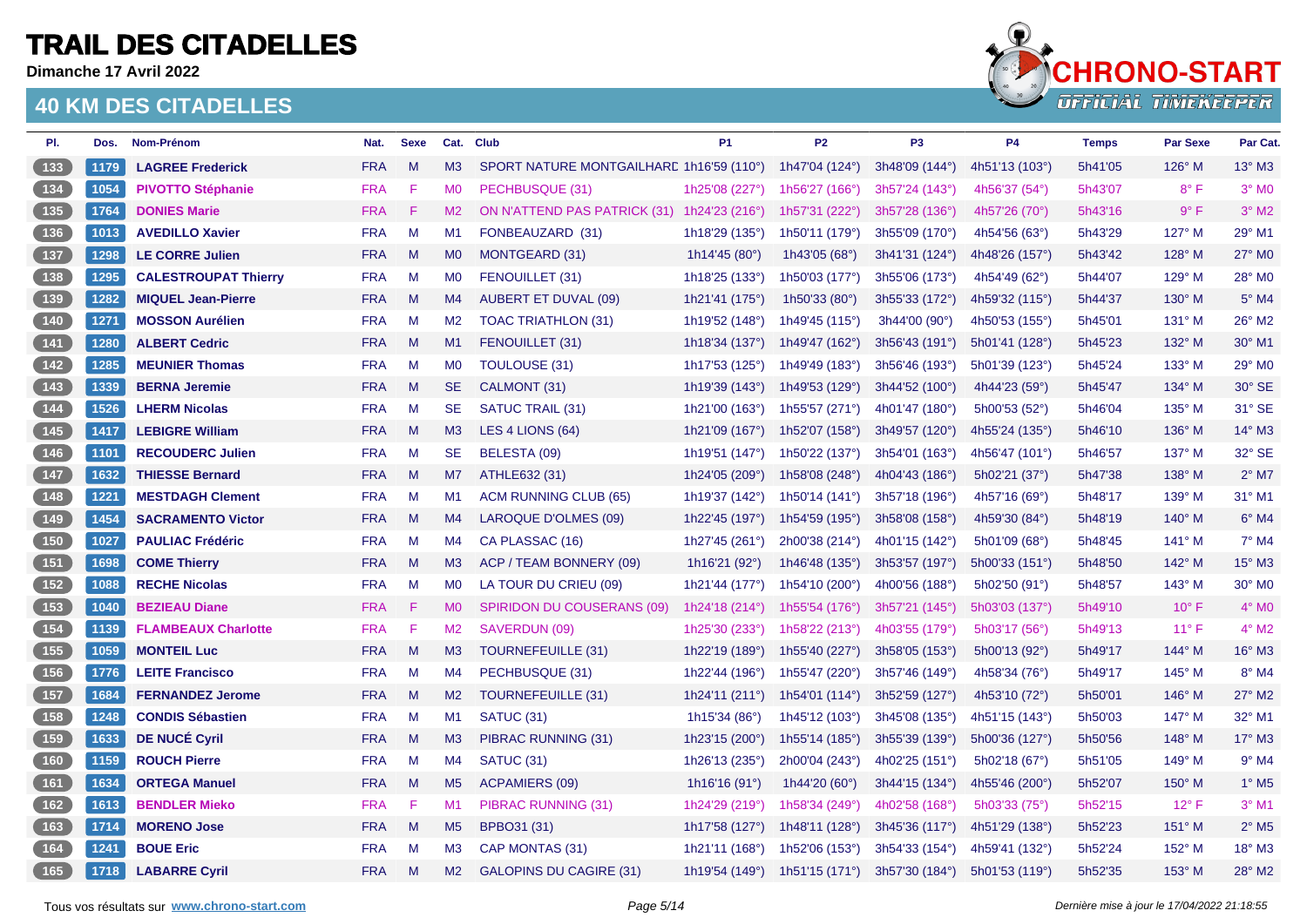# TRAIL DES CITADELLES

**Dimanche 17 Avril 2022**

## 40 KM DES CITADELLES

| Pl. | Dos. | Nom-Prénom | Nat. | Sexe | Cat. | Club | P1 | P2 | P3 | P4 | Temps | Par Sexe | Par Cat. |
|---|---|---|---|---|---|---|---|---|---|---|---|---|---|
| 133 | 1179 | **LAGREE Frederick** | FRA | M | M3 | SPORT NATURE MONTGAILHARD | 1h16'59 (110°) | 1h47'04 (124°) | 3h48'09 (144°) | 4h51'13 (103°) | 5h41'05 | 126° M | 13° M3 |
| 134 | 1054 | **PIVOTTO Stéphanie** | FRA | F | M0 | PECHBUSQUE (31) | 1h25'08 (227°) | 1h56'27 (166°) | 3h57'24 (143°) | 4h56'37 (54°) | 5h43'07 | 8° F | 3° M0 |
| 135 | 1764 | **DONIES Marie** | FRA | F | M2 | ON N'ATTEND PAS PATRICK (31) | 1h24'23 (216°) | 1h57'31 (222°) | 3h57'28 (136°) | 4h57'26 (70°) | 5h43'16 | 9° F | 3° M2 |
| 136 | 1013 | **AVEDILLO Xavier** | FRA | M | M1 | FONBEAUZARD (31) | 1h18'29 (135°) | 1h50'11 (179°) | 3h55'09 (170°) | 4h54'56 (63°) | 5h43'29 | 127° M | 29° M1 |
| 137 | 1298 | **LE CORRE Julien** | FRA | M | M0 | MONTGEARD (31) | 1h14'45 (80°) | 1h43'05 (68°) | 3h41'31 (124°) | 4h48'26 (157°) | 5h43'42 | 128° M | 27° M0 |
| 138 | 1295 | **CALESTROUPAT Thierry** | FRA | M | M0 | FENOUILLET (31) | 1h18'25 (133°) | 1h50'03 (177°) | 3h55'06 (173°) | 4h54'49 (62°) | 5h44'07 | 129° M | 28° M0 |
| 139 | 1282 | **MIQUEL Jean-Pierre** | FRA | M | M4 | AUBERT ET DUVAL (09) | 1h21'41 (175°) | 1h50'33 (80°) | 3h55'33 (172°) | 4h59'32 (115°) | 5h44'37 | 130° M | 5° M4 |
| 140 | 1271 | **MOSSON Aurélien** | FRA | M | M2 | TOAC TRIATHLON (31) | 1h19'52 (148°) | 1h49'45 (115°) | 3h44'00 (90°) | 4h50'53 (155°) | 5h45'01 | 131° M | 26° M2 |
| 141 | 1280 | **ALBERT Cedric** | FRA | M | M1 | FENOUILLET (31) | 1h18'34 (137°) | 1h49'47 (162°) | 3h56'43 (191°) | 5h01'41 (128°) | 5h45'23 | 132° M | 30° M1 |
| 142 | 1285 | **MEUNIER Thomas** | FRA | M | M0 | TOULOUSE (31) | 1h17'53 (125°) | 1h49'49 (183°) | 3h56'46 (193°) | 5h01'39 (123°) | 5h45'24 | 133° M | 29° M0 |
| 143 | 1339 | **BERNA Jeremie** | FRA | M | SE | CALMONT (31) | 1h19'39 (143°) | 1h49'53 (129°) | 3h44'52 (100°) | 4h44'23 (59°) | 5h45'47 | 134° M | 30° SE |
| 144 | 1526 | **LHERM Nicolas** | FRA | M | SE | SATUC TRAIL (31) | 1h21'00 (163°) | 1h55'57 (271°) | 4h01'47 (180°) | 5h00'53 (52°) | 5h46'04 | 135° M | 31° SE |
| 145 | 1417 | **LEBIGRE William** | FRA | M | M3 | LES 4 LIONS (64) | 1h21'09 (167°) | 1h52'07 (158°) | 3h49'57 (120°) | 4h55'24 (135°) | 5h46'10 | 136° M | 14° M3 |
| 146 | 1101 | **RECOUDERC Julien** | FRA | M | SE | BELESTA (09) | 1h19'51 (147°) | 1h50'22 (137°) | 3h54'01 (163°) | 4h56'47 (101°) | 5h46'57 | 137° M | 32° SE |
| 147 | 1632 | **THIESSE Bernard** | FRA | M | M7 | ATHLE632 (31) | 1h24'05 (209°) | 1h58'08 (248°) | 4h04'43 (186°) | 5h02'21 (37°) | 5h47'38 | 138° M | 2° M7 |
| 148 | 1221 | **MESTDAGH Clement** | FRA | M | M1 | ACM RUNNING CLUB (65) | 1h19'37 (142°) | 1h50'14 (141°) | 3h57'18 (196°) | 4h57'16 (69°) | 5h48'17 | 139° M | 31° M1 |
| 149 | 1454 | **SACRAMENTO Victor** | FRA | M | M4 | LAROQUE D'OLMES (09) | 1h22'45 (197°) | 1h54'59 (195°) | 3h58'08 (158°) | 4h59'30 (84°) | 5h48'19 | 140° M | 6° M4 |
| 150 | 1027 | **PAULIAC Frédéric** | FRA | M | M4 | CA PLASSAC (16) | 1h27'45 (261°) | 2h00'38 (214°) | 4h01'15 (142°) | 5h01'09 (68°) | 5h48'45 | 141° M | 7° M4 |
| 151 | 1698 | **COME Thierry** | FRA | M | M3 | ACP / TEAM BONNERY (09) | 1h16'21 (92°) | 1h46'48 (135°) | 3h53'57 (197°) | 5h00'33 (151°) | 5h48'50 | 142° M | 15° M3 |
| 152 | 1088 | **RECHE Nicolas** | FRA | M | M0 | LA TOUR DU CRIEU (09) | 1h21'44 (177°) | 1h54'10 (200°) | 4h00'56 (188°) | 5h02'50 (91°) | 5h48'57 | 143° M | 30° M0 |
| 153 | 1040 | **BEZIEAU Diane** | FRA | F | M0 | SPIRIDON DU COUSERANS (09) | 1h24'18 (214°) | 1h55'54 (176°) | 3h57'21 (145°) | 5h03'03 (137°) | 5h49'10 | 10° F | 4° M0 |
| 154 | 1139 | **FLAMBEAUX Charlotte** | FRA | F | M2 | SAVERDUN (09) | 1h25'30 (233°) | 1h58'22 (213°) | 4h03'55 (179°) | 5h03'17 (56°) | 5h49'13 | 11° F | 4° M2 |
| 155 | 1059 | **MONTEIL Luc** | FRA | M | M3 | TOURNEFEUILLE (31) | 1h22'19 (189°) | 1h55'40 (227°) | 3h58'05 (153°) | 5h00'13 (92°) | 5h49'17 | 144° M | 16° M3 |
| 156 | 1776 | **LEITE Francisco** | FRA | M | M4 | PECHBUSQUE (31) | 1h22'44 (196°) | 1h55'47 (220°) | 3h57'46 (149°) | 4h58'34 (76°) | 5h49'17 | 145° M | 8° M4 |
| 157 | 1684 | **FERNANDEZ Jerome** | FRA | M | M2 | TOURNEFEUILLE (31) | 1h24'11 (211°) | 1h54'01 (114°) | 3h52'59 (127°) | 4h53'10 (72°) | 5h50'01 | 146° M | 27° M2 |
| 158 | 1248 | **CONDIS Sébastien** | FRA | M | M1 | SATUC (31) | 1h15'34 (86°) | 1h45'12 (103°) | 3h45'08 (135°) | 4h51'15 (143°) | 5h50'03 | 147° M | 32° M1 |
| 159 | 1633 | **DE NUCÉ Cyril** | FRA | M | M3 | PIBRAC RUNNING (31) | 1h23'15 (200°) | 1h55'14 (185°) | 3h55'39 (139°) | 5h00'36 (127°) | 5h50'56 | 148° M | 17° M3 |
| 160 | 1159 | **ROUCH Pierre** | FRA | M | M4 | SATUC (31) | 1h26'13 (235°) | 2h00'04 (243°) | 4h02'25 (151°) | 5h02'18 (67°) | 5h51'05 | 149° M | 9° M4 |
| 161 | 1634 | **ORTEGA Manuel** | FRA | M | M5 | ACPAMIERS (09) | 1h16'16 (91°) | 1h44'20 (60°) | 3h44'15 (134°) | 4h55'46 (200°) | 5h52'07 | 150° M | 1° M5 |
| 162 | 1613 | **BENDLER Mieko** | FRA | F | M1 | PIBRAC RUNNING (31) | 1h24'29 (219°) | 1h58'34 (249°) | 4h02'58 (168°) | 5h03'33 (75°) | 5h52'15 | 12° F | 3° M1 |
| 163 | 1714 | **MORENO Jose** | FRA | M | M5 | BPBO31 (31) | 1h17'58 (127°) | 1h48'11 (128°) | 3h45'36 (117°) | 4h51'29 (138°) | 5h52'23 | 151° M | 2° M5 |
| 164 | 1241 | **BOUE Eric** | FRA | M | M3 | CAP MONTAS (31) | 1h21'11 (168°) | 1h52'06 (153°) | 3h54'33 (154°) | 4h59'41 (132°) | 5h52'24 | 152° M | 18° M3 |
| 165 | 1718 | **LABARRE Cyril** | FRA | M | M2 | GALOPINS DU CAGIRE (31) | 1h19'54 (149°) | 1h51'15 (171°) | 3h57'30 (184°) | 5h01'53 (119°) | 5h52'35 | 153° M | 28° M2 |

Tous vos résultats sur www.chrono-start.com

*Dernière mise à jour le 17/04/2022 21:18:55*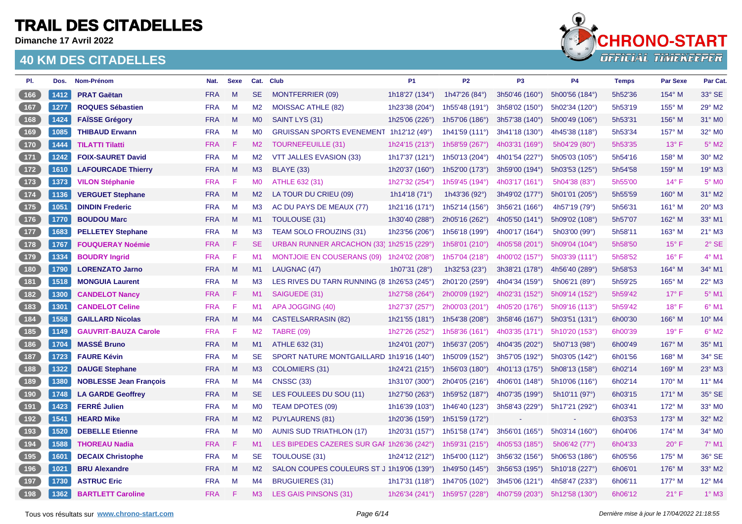# TRAIL DES CITADELLES

**Dimanche 17 Avril 2022**

## 40 KM DES CITADELLES

| Pl. | Dos. | Nom-Prénom | Nat. | Sexe | Cat. | Club | P1 | P2 | P3 | P4 | Temps | Par Sexe | Par Cat. |
|---|---|---|---|---|---|---|---|---|---|---|---|---|---|
| 166 | 1412 | **PRAT Gaëtan** | FRA | M | SE | MONTFERRIER (09) | 1h18'27 (134°) | 1h47'26 (84°) | 3h50'46 (160°) | 5h00'56 (184°) | 5h52'36 | 154° M | 33° SE |
| 167 | 1277 | **ROQUES Sébastien** | FRA | M | M2 | MOISSAC ATHLE (82) | 1h23'38 (204°) | 1h55'48 (191°) | 3h58'02 (150°) | 5h02'34 (120°) | 5h53'19 | 155° M | 29° M2 |
| 168 | 1424 | **FAÏSSE Grégory** | FRA | M | M0 | SAINT LYS (31) | 1h25'06 (226°) | 1h57'06 (186°) | 3h57'38 (140°) | 5h00'49 (106°) | 5h53'31 | 156° M | 31° M0 |
| 169 | 1085 | **THIBAUD Erwann** | FRA | M | M0 | GRUISSAN SPORTS EVENEMENT | 1h12'12 (49°) | 1h41'59 (111°) | 3h41'18 (130°) | 4h45'38 (118°) | 5h53'34 | 157° M | 32° M0 |
| 170 | 1444 | **TILATTI Tilatti** | FRA | F | M2 | TOURNEFEUILLE (31) | 1h24'15 (213°) | 1h58'59 (267°) | 4h03'31 (169°) | 5h04'29 (80°) | 5h53'35 | 13° F | 5° M2 |
| 171 | 1242 | **FOIX-SAURET David** | FRA | M | M2 | VTT JALLES EVASION (33) | 1h17'37 (121°) | 1h50'13 (204°) | 4h01'54 (227°) | 5h05'03 (105°) | 5h54'16 | 158° M | 30° M2 |
| 172 | 1610 | **LAFOURCADE Thierry** | FRA | M | M3 | BLAYE (33) | 1h20'37 (160°) | 1h52'00 (173°) | 3h59'00 (194°) | 5h03'53 (125°) | 5h54'58 | 159° M | 19° M3 |
| 173 | 1373 | **VILON Stéphanie** | FRA | F | M0 | ATHLE 632 (31) | 1h27'32 (254°) | 1h59'45 (194°) | 4h03'17 (161°) | 5h04'38 (83°) | 5h55'00 | 14° F | 5° M0 |
| 174 | 1136 | **VERGUET Stephane** | FRA | M | M2 | LA TOUR DU CRIEU (09) | 1h14'18 (71°) | 1h43'36 (92°) | 3h49'02 (177°) | 5h01'01 (205°) | 5h55'59 | 160° M | 31° M2 |
| 175 | 1051 | **DINDIN Frederic** | FRA | M | M3 | AC DU PAYS DE MEAUX (77) | 1h21'16 (171°) | 1h52'14 (156°) | 3h56'21 (166°) | 4h57'19 (79°) | 5h56'31 | 161° M | 20° M3 |
| 176 | 1770 | **BOUDOU Marc** | FRA | M | M1 | TOULOUSE (31) | 1h30'40 (288°) | 2h05'16 (262°) | 4h05'50 (141°) | 5h09'02 (108°) | 5h57'07 | 162° M | 33° M1 |
| 177 | 1683 | **PELLETEY Stephane** | FRA | M | M3 | TEAM SOLO FROUZINS (31) | 1h23'56 (206°) | 1h56'18 (199°) | 4h00'17 (164°) | 5h03'00 (99°) | 5h58'11 | 163° M | 21° M3 |
| 178 | 1767 | **FOUQUERAY Noémie** | FRA | F | SE | URBAN RUNNER ARCACHON (33) | 1h25'15 (229°) | 1h58'01 (210°) | 4h05'58 (201°) | 5h09'04 (104°) | 5h58'50 | 15° F | 2° SE |
| 179 | 1334 | **BOUDRY Ingrid** | FRA | F | M1 | MONTJOIE EN COUSERANS (09) | 1h24'02 (208°) | 1h57'04 (218°) | 4h00'02 (157°) | 5h03'39 (111°) | 5h58'52 | 16° F | 4° M1 |
| 180 | 1790 | **LORENZATO Jarno** | FRA | M | M1 | LAUGNAC (47) | 1h07'31 (28°) | 1h32'53 (23°) | 3h38'21 (178°) | 4h56'40 (289°) | 5h58'53 | 164° M | 34° M1 |
| 181 | 1518 | **MONGUIA Laurent** | FRA | M | M3 | LES RIVES DU TARN RUNNING (8 | 1h26'53 (245°) | 2h01'20 (259°) | 4h04'34 (159°) | 5h06'21 (89°) | 5h59'25 | 165° M | 22° M3 |
| 182 | 1300 | **CANDELOT Nancy** | FRA | F | M1 | SAIGUEDE (31) | 1h27'58 (264°) | 2h00'09 (192°) | 4h02'31 (152°) | 5h09'14 (152°) | 5h59'42 | 17° F | 5° M1 |
| 183 | 1301 | **CANDELOT Celine** | FRA | F | M1 | APA JOGGING (40) | 1h27'37 (257°) | 2h00'03 (201°) | 4h05'20 (176°) | 5h09'16 (113°) | 5h59'42 | 18° F | 6° M1 |
| 184 | 1558 | **GAILLARD Nicolas** | FRA | M | M4 | CASTELSARRASIN (82) | 1h21'55 (181°) | 1h54'38 (208°) | 3h58'46 (167°) | 5h03'51 (131°) | 6h00'30 | 166° M | 10° M4 |
| 185 | 1149 | **GAUVRIT-BAUZA Carole** | FRA | F | M2 | TABRE (09) | 1h27'26 (252°) | 1h58'36 (161°) | 4h03'35 (171°) | 5h10'20 (153°) | 6h00'39 | 19° F | 6° M2 |
| 186 | 1704 | **MASSÉ Bruno** | FRA | M | M1 | ATHLE 632 (31) | 1h24'01 (207°) | 1h56'37 (205°) | 4h04'35 (202°) | 5h07'13 (98°) | 6h00'49 | 167° M | 35° M1 |
| 187 | 1723 | **FAURE Kévin** | FRA | M | SE | SPORT NATURE MONTGAILLARD | 1h19'16 (140°) | 1h50'09 (152°) | 3h57'05 (192°) | 5h03'05 (142°) | 6h01'56 | 168° M | 34° SE |
| 188 | 1322 | **DAUGE Stephane** | FRA | M | M3 | COLOMIERS (31) | 1h24'21 (215°) | 1h56'03 (180°) | 4h01'13 (175°) | 5h08'13 (158°) | 6h02'14 | 169° M | 23° M3 |
| 189 | 1380 | **NOBLESSE Jean François** | FRA | M | M4 | CNSSC (33) | 1h31'07 (300°) | 2h04'05 (216°) | 4h06'01 (148°) | 5h10'06 (116°) | 6h02'14 | 170° M | 11° M4 |
| 190 | 1748 | **LA GARDE Geoffrey** | FRA | M | SE | LES FOULEES DU SOU (11) | 1h27'50 (263°) | 1h59'52 (187°) | 4h07'35 (199°) | 5h10'11 (97°) | 6h03'15 | 171° M | 35° SE |
| 191 | 1423 | **FERRÉ Julien** | FRA | M | M0 | TEAM DPOTES (09) | 1h16'39 (103°) | 1h46'40 (123°) | 3h58'43 (229°) | 5h17'21 (292°) | 6h03'41 | 172° M | 33° M0 |
| 192 | 1541 | **HEARD Mike** | FRA | M | M2 | PUYLAURENS (81) | 1h20'36 (159°) | 1h51'59 (172°) | - | - | 6h03'53 | 173° M | 32° M2 |
| 193 | 1520 | **DEBELLE Etienne** | FRA | M | M0 | AUNIS SUD TRIATHLON (17) | 1h20'31 (157°) | 1h51'58 (174°) | 3h56'01 (165°) | 5h03'14 (160°) | 6h04'06 | 174° M | 34° M0 |
| 194 | 1588 | **THOREAU Nadia** | FRA | F | M1 | LES BIPEDES CAZERES SUR GAF | 1h26'36 (242°) | 1h59'31 (215°) | 4h05'53 (185°) | 5h06'42 (77°) | 6h04'33 | 20° F | 7° M1 |
| 195 | 1601 | **DECAIX Christophe** | FRA | M | SE | TOULOUSE (31) | 1h24'12 (212°) | 1h54'00 (112°) | 3h56'32 (156°) | 5h06'53 (186°) | 6h05'56 | 175° M | 36° SE |
| 196 | 1021 | **BRU Alexandre** | FRA | M | M2 | SALON COUPES COULEURS ST J | 1h19'06 (139°) | 1h49'50 (145°) | 3h56'53 (195°) | 5h10'18 (227°) | 6h06'01 | 176° M | 33° M2 |
| 197 | 1730 | **ASTRUC Eric** | FRA | M | M4 | BRUGUIERES (31) | 1h17'31 (118°) | 1h47'05 (102°) | 3h45'06 (121°) | 4h58'47 (233°) | 6h06'11 | 177° M | 12° M4 |
| 198 | 1362 | **BARTLETT Caroline** | FRA | F | M3 | LES GAIS PINSONS (31) | 1h26'34 (241°) | 1h59'57 (228°) | 4h07'59 (203°) | 5h12'58 (130°) | 6h06'12 | 21° F | 1° M3 |

Tous vos résultats sur www.chrono-start.com

*Dernière mise à jour le 17/04/2022 21:18:55*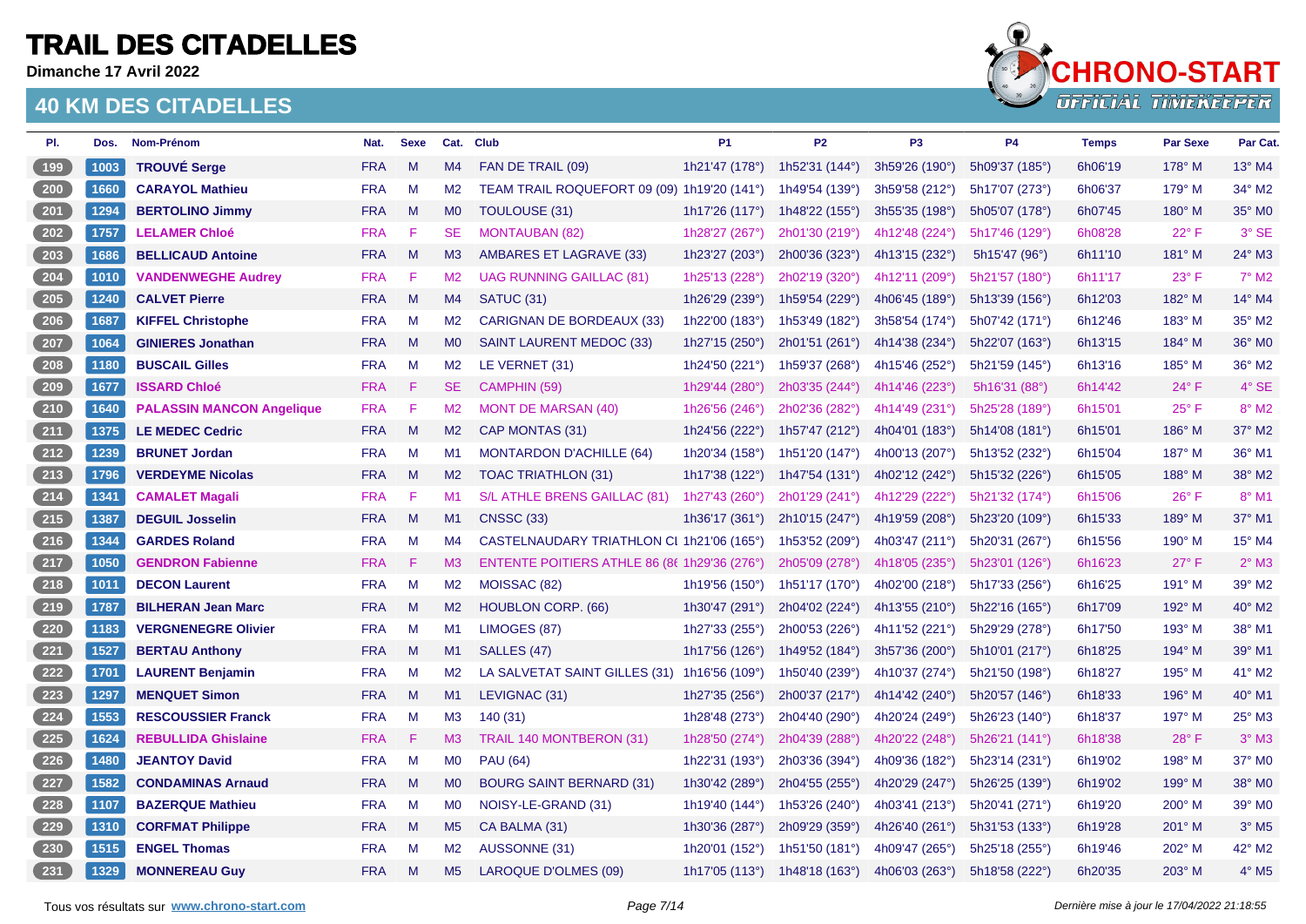# TRAIL DES CITADELLES

**Dimanche 17 Avril 2022**

## 40 KM DES CITADELLES

| Pl. | Dos. | Nom-Prénom | Nat. | Sexe | Cat. | Club | P1 | P2 | P3 | P4 | Temps | Par Sexe | Par Cat. |
|---|---|---|---|---|---|---|---|---|---|---|---|---|---|
| 199 | 1003 | **TROUVÉ Serge** | FRA | M | M4 | FAN DE TRAIL (09) | 1h21'47 (178°) | 1h52'31 (144°) | 3h59'26 (190°) | 5h09'37 (185°) | 6h06'19 | 178° M | 13° M4 |
| 200 | 1660 | **CARAYOL Mathieu** | FRA | M | M2 | TEAM TRAIL ROQUEFORT 09 (09) | 1h19'20 (141°) | 1h49'54 (139°) | 3h59'58 (212°) | 5h17'07 (273°) | 6h06'37 | 179° M | 34° M2 |
| 201 | 1294 | **BERTOLINO Jimmy** | FRA | M | M0 | TOULOUSE (31) | 1h17'26 (117°) | 1h48'22 (155°) | 3h55'35 (198°) | 5h05'07 (178°) | 6h07'45 | 180° M | 35° M0 |
| 202 | 1757 | **LELAMER Chloé** | FRA | F | SE | MONTAUBAN (82) | 1h28'27 (267°) | 2h01'30 (219°) | 4h12'48 (224°) | 5h17'46 (129°) | 6h08'28 | 22° F | 3° SE |
| 203 | 1686 | **BELLICAUD Antoine** | FRA | M | M3 | AMBARES ET LAGRAVE (33) | 1h23'27 (203°) | 2h00'36 (323°) | 4h13'15 (232°) | 5h15'47 (96°) | 6h11'10 | 181° M | 24° M3 |
| 204 | 1010 | **VANDENWEGHE Audrey** | FRA | F | M2 | UAG RUNNING GAILLAC (81) | 1h25'13 (228°) | 2h02'19 (320°) | 4h12'11 (209°) | 5h21'57 (180°) | 6h11'17 | 23° F | 7° M2 |
| 205 | 1240 | **CALVET Pierre** | FRA | M | M4 | SATUC (31) | 1h26'29 (239°) | 1h59'54 (229°) | 4h06'45 (189°) | 5h13'39 (156°) | 6h12'03 | 182° M | 14° M4 |
| 206 | 1687 | **KIFFEL Christophe** | FRA | M | M2 | CARIGNAN DE BORDEAUX (33) | 1h22'00 (183°) | 1h53'49 (182°) | 3h58'54 (174°) | 5h07'42 (171°) | 6h12'46 | 183° M | 35° M2 |
| 207 | 1064 | **GINIERES Jonathan** | FRA | M | M0 | SAINT LAURENT MEDOC (33) | 1h27'15 (250°) | 2h01'51 (261°) | 4h14'38 (234°) | 5h22'07 (163°) | 6h13'15 | 184° M | 36° M0 |
| 208 | 1180 | **BUSCAIL Gilles** | FRA | M | M2 | LE VERNET (31) | 1h24'50 (221°) | 1h59'37 (268°) | 4h15'46 (252°) | 5h21'59 (145°) | 6h13'16 | 185° M | 36° M2 |
| 209 | 1677 | **ISSARD Chloé** | FRA | F | SE | CAMPHIN (59) | 1h29'44 (280°) | 2h03'35 (244°) | 4h14'46 (223°) | 5h16'31 (88°) | 6h14'42 | 24° F | 4° SE |
| 210 | 1640 | **PALASSIN MANCON Angelique** | FRA | F | M2 | MONT DE MARSAN (40) | 1h26'56 (246°) | 2h02'36 (282°) | 4h14'49 (231°) | 5h25'28 (189°) | 6h15'01 | 25° F | 8° M2 |
| 211 | 1375 | **LE MEDEC Cedric** | FRA | M | M2 | CAP MONTAS (31) | 1h24'56 (222°) | 1h57'47 (212°) | 4h04'01 (183°) | 5h14'08 (181°) | 6h15'01 | 186° M | 37° M2 |
| 212 | 1239 | **BRUNET Jordan** | FRA | M | M1 | MONTARDON D'ACHILLE (64) | 1h20'34 (158°) | 1h51'20 (147°) | 4h00'13 (207°) | 5h13'52 (232°) | 6h15'04 | 187° M | 36° M1 |
| 213 | 1796 | **VERDEYME Nicolas** | FRA | M | M2 | TOAC TRIATHLON (31) | 1h17'38 (122°) | 1h47'54 (131°) | 4h02'12 (242°) | 5h15'32 (226°) | 6h15'05 | 188° M | 38° M2 |
| 214 | 1341 | **CAMALET Magali** | FRA | F | M1 | S/L ATHLE BRENS GAILLAC (81) | 1h27'43 (260°) | 2h01'29 (241°) | 4h12'29 (222°) | 5h21'32 (174°) | 6h15'06 | 26° F | 8° M1 |
| 215 | 1387 | **DEGUIL Josselin** | FRA | M | M1 | CNSSC (33) | 1h36'17 (361°) | 2h10'15 (247°) | 4h19'59 (208°) | 5h23'20 (109°) | 6h15'33 | 189° M | 37° M1 |
| 216 | 1344 | **GARDES Roland** | FRA | M | M4 | CASTELNAUDARY TRIATHLON CI | 1h21'06 (165°) | 1h53'52 (209°) | 4h03'47 (211°) | 5h20'31 (267°) | 6h15'56 | 190° M | 15° M4 |
| 217 | 1050 | **GENDRON Fabienne** | FRA | F | M3 | ENTENTE POITIERS ATHLE 86 (86 | 1h29'36 (276°) | 2h05'09 (278°) | 4h18'05 (235°) | 5h23'01 (126°) | 6h16'23 | 27° F | 2° M3 |
| 218 | 1011 | **DECON Laurent** | FRA | M | M2 | MOISSAC (82) | 1h19'56 (150°) | 1h51'17 (170°) | 4h02'00 (218°) | 5h17'33 (256°) | 6h16'25 | 191° M | 39° M2 |
| 219 | 1787 | **BILHERAN Jean Marc** | FRA | M | M2 | HOUBLON CORP. (66) | 1h30'47 (291°) | 2h04'02 (224°) | 4h13'55 (210°) | 5h22'16 (165°) | 6h17'09 | 192° M | 40° M2 |
| 220 | 1183 | **VERGNENEGRE Olivier** | FRA | M | M1 | LIMOGES (87) | 1h27'33 (255°) | 2h00'53 (226°) | 4h11'52 (221°) | 5h29'29 (278°) | 6h17'50 | 193° M | 38° M1 |
| 221 | 1527 | **BERTAU Anthony** | FRA | M | M1 | SALLES (47) | 1h17'56 (126°) | 1h49'52 (184°) | 3h57'36 (200°) | 5h10'01 (217°) | 6h18'25 | 194° M | 39° M1 |
| 222 | 1701 | **LAURENT Benjamin** | FRA | M | M2 | LA SALVETAT SAINT GILLES (31) | 1h16'56 (109°) | 1h50'40 (239°) | 4h10'37 (274°) | 5h21'50 (198°) | 6h18'27 | 195° M | 41° M2 |
| 223 | 1297 | **MENQUET Simon** | FRA | M | M1 | LEVIGNAC (31) | 1h27'35 (256°) | 2h00'37 (217°) | 4h14'42 (240°) | 5h20'57 (146°) | 6h18'33 | 196° M | 40° M1 |
| 224 | 1553 | **RESCOUSSIER Franck** | FRA | M | M3 | 140 (31) | 1h28'48 (273°) | 2h04'40 (290°) | 4h20'24 (249°) | 5h26'23 (140°) | 6h18'37 | 197° M | 25° M3 |
| 225 | 1624 | **REBULLIDA Ghislaine** | FRA | F | M3 | TRAIL 140 MONTBERON (31) | 1h28'50 (274°) | 2h04'39 (288°) | 4h20'22 (248°) | 5h26'21 (141°) | 6h18'38 | 28° F | 3° M3 |
| 226 | 1480 | **JEANTOY David** | FRA | M | M0 | PAU (64) | 1h22'31 (193°) | 2h03'36 (394°) | 4h09'36 (182°) | 5h23'14 (231°) | 6h19'02 | 198° M | 37° M0 |
| 227 | 1582 | **CONDAMINAS Arnaud** | FRA | M | M0 | BOURG SAINT BERNARD (31) | 1h30'42 (289°) | 2h04'55 (255°) | 4h20'29 (247°) | 5h26'25 (139°) | 6h19'02 | 199° M | 38° M0 |
| 228 | 1107 | **BAZERQUE Mathieu** | FRA | M | M0 | NOISY-LE-GRAND (31) | 1h19'40 (144°) | 1h53'26 (240°) | 4h03'41 (213°) | 5h20'41 (271°) | 6h19'20 | 200° M | 39° M0 |
| 229 | 1310 | **CORFMAT Philippe** | FRA | M | M5 | CA BALMA (31) | 1h30'36 (287°) | 2h09'29 (359°) | 4h26'40 (261°) | 5h31'53 (133°) | 6h19'28 | 201° M | 3° M5 |
| 230 | 1515 | **ENGEL Thomas** | FRA | M | M2 | AUSSONNE (31) | 1h20'01 (152°) | 1h51'50 (181°) | 4h09'47 (265°) | 5h25'18 (255°) | 6h19'46 | 202° M | 42° M2 |
| 231 | 1329 | **MONNEREAU Guy** | FRA | M | M5 | LAROQUE D'OLMES (09) | 1h17'05 (113°) | 1h48'18 (163°) | 4h06'03 (263°) | 5h18'58 (222°) | 6h20'35 | 203° M | 4° M5 |

Tous vos résultats sur **www.chrono-start.com**

*Dernière mise à jour le 17/04/2022 21:18:55*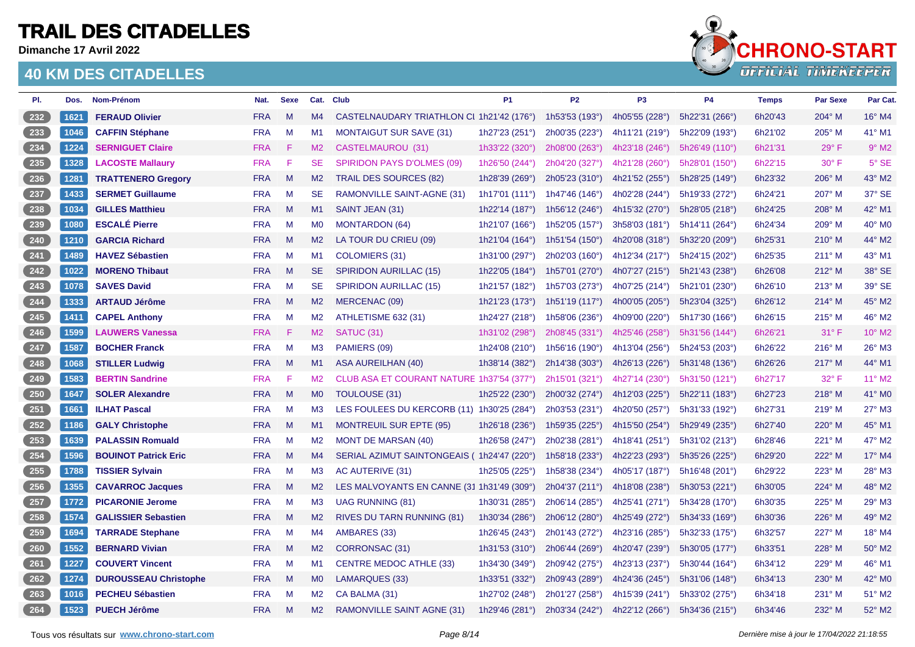# TRAIL DES CITADELLES

**Dimanche 17 Avril 2022**

## 40 KM DES CITADELLES

| Pl. | Dos. | Nom-Prénom | Nat. | Sexe | Cat. | Club | P1 | P2 | P3 | P4 | Temps | Par Sexe | Par Cat. |
|---|---|---|---|---|---|---|---|---|---|---|---|---|---|
| 232 | 1621 | **FERAUD Olivier** | FRA | M | M4 | CASTELNAUDARY TRIATHLON CL | 1h21'42 (176°) | 1h53'53 (193°) | 4h05'55 (228°) | 5h22'31 (266°) | 6h20'43 | 204° M | 16° M4 |
| 233 | 1046 | **CAFFIN Stéphane** | FRA | M | M1 | MONTAIGUT SUR SAVE (31) | 1h27'23 (251°) | 2h00'35 (223°) | 4h11'21 (219°) | 5h22'09 (193°) | 6h21'02 | 205° M | 41° M1 |
| 234 | 1224 | **SERNIGUET Claire** | FRA | F | M2 | CASTELMAUROU (31) | 1h33'22 (320°) | 2h08'00 (263°) | 4h23'18 (246°) | 5h26'49 (110°) | 6h21'31 | 29° F | 9° M2 |
| 235 | 1328 | **LACOSTE Mallaury** | FRA | F | SE | SPIRIDON PAYS D'OLMES (09) | 1h26'50 (244°) | 2h04'20 (327°) | 4h21'28 (260°) | 5h28'01 (150°) | 6h22'15 | 30° F | 5° SE |
| 236 | 1281 | **TRATTENERO Gregory** | FRA | M | M2 | TRAIL DES SOURCES (82) | 1h28'39 (269°) | 2h05'23 (310°) | 4h21'52 (255°) | 5h28'25 (149°) | 6h23'32 | 206° M | 43° M2 |
| 237 | 1433 | **SERMET Guillaume** | FRA | M | SE | RAMONVILLE SAINT-AGNE (31) | 1h17'01 (111°) | 1h47'46 (146°) | 4h02'28 (244°) | 5h19'33 (272°) | 6h24'21 | 207° M | 37° SE |
| 238 | 1034 | **GILLES Matthieu** | FRA | M | M1 | SAINT JEAN (31) | 1h22'14 (187°) | 1h56'12 (246°) | 4h15'32 (270°) | 5h28'05 (218°) | 6h24'25 | 208° M | 42° M1 |
| 239 | 1080 | **ESCALÉ Pierre** | FRA | M | M0 | MONTARDON (64) | 1h21'07 (166°) | 1h52'05 (157°) | 3h58'03 (181°) | 5h14'11 (264°) | 6h24'34 | 209° M | 40° M0 |
| 240 | 1210 | **GARCIA Richard** | FRA | M | M2 | LA TOUR DU CRIEU (09) | 1h21'04 (164°) | 1h51'54 (150°) | 4h20'08 (318°) | 5h32'20 (209°) | 6h25'31 | 210° M | 44° M2 |
| 241 | 1489 | **HAVEZ Sébastien** | FRA | M | M1 | COLOMIERS (31) | 1h31'00 (297°) | 2h02'03 (160°) | 4h12'34 (217°) | 5h24'15 (202°) | 6h25'35 | 211° M | 43° M1 |
| 242 | 1022 | **MORENO Thibaut** | FRA | M | SE | SPIRIDON AURILLAC (15) | 1h22'05 (184°) | 1h57'01 (270°) | 4h07'27 (215°) | 5h21'43 (238°) | 6h26'08 | 212° M | 38° SE |
| 243 | 1078 | **SAVES David** | FRA | M | SE | SPIRIDON AURILLAC (15) | 1h21'57 (182°) | 1h57'03 (273°) | 4h07'25 (214°) | 5h21'01 (230°) | 6h26'10 | 213° M | 39° SE |
| 244 | 1333 | **ARTAUD Jérôme** | FRA | M | M2 | MERCENAC (09) | 1h21'23 (173°) | 1h51'19 (117°) | 4h00'05 (205°) | 5h23'04 (325°) | 6h26'12 | 214° M | 45° M2 |
| 245 | 1411 | **CAPEL Anthony** | FRA | M | M2 | ATHLETISME 632 (31) | 1h24'27 (218°) | 1h58'06 (236°) | 4h09'00 (220°) | 5h17'30 (166°) | 6h26'15 | 215° M | 46° M2 |
| 246 | 1599 | **LAUWERS Vanessa** | FRA | F | M2 | SATUC (31) | 1h31'02 (298°) | 2h08'45 (331°) | 4h25'46 (258°) | 5h31'56 (144°) | 6h26'21 | 31° F | 10° M2 |
| 247 | 1587 | **BOCHER Franck** | FRA | M | M3 | PAMIERS (09) | 1h24'08 (210°) | 1h56'16 (190°) | 4h13'04 (256°) | 5h24'53 (203°) | 6h26'22 | 216° M | 26° M3 |
| 248 | 1068 | **STILLER Ludwig** | FRA | M | M1 | ASA AUREILHAN (40) | 1h38'14 (382°) | 2h14'38 (303°) | 4h26'13 (226°) | 5h31'48 (136°) | 6h26'26 | 217° M | 44° M1 |
| 249 | 1583 | **BERTIN Sandrine** | FRA | F | M2 | CLUB ASA ET COURANT NATURE | 1h37'54 (377°) | 2h15'01 (321°) | 4h27'14 (230°) | 5h31'50 (121°) | 6h27'17 | 32° F | 11° M2 |
| 250 | 1647 | **SOLER Alexandre** | FRA | M | M0 | TOULOUSE (31) | 1h25'22 (230°) | 2h00'32 (274°) | 4h12'03 (225°) | 5h22'11 (183°) | 6h27'23 | 218° M | 41° M0 |
| 251 | 1661 | **ILHAT Pascal** | FRA | M | M3 | LES FOULEES DU KERCORB (11) | 1h30'25 (284°) | 2h03'53 (231°) | 4h20'50 (257°) | 5h31'33 (192°) | 6h27'31 | 219° M | 27° M3 |
| 252 | 1186 | **GALY Christophe** | FRA | M | M1 | MONTREUIL SUR EPTE (95) | 1h26'18 (236°) | 1h59'35 (225°) | 4h15'50 (254°) | 5h29'49 (235°) | 6h27'40 | 220° M | 45° M1 |
| 253 | 1639 | **PALASSIN Romuald** | FRA | M | M2 | MONT DE MARSAN (40) | 1h26'58 (247°) | 2h02'38 (281°) | 4h18'41 (251°) | 5h31'02 (213°) | 6h28'46 | 221° M | 47° M2 |
| 254 | 1596 | **BOUINOT Patrick Eric** | FRA | M | M4 | SERIAL AZIMUT SAINTONGEAIS ( | 1h24'47 (220°) | 1h58'18 (233°) | 4h22'23 (293°) | 5h35'26 (225°) | 6h29'20 | 222° M | 17° M4 |
| 255 | 1788 | **TISSIER Sylvain** | FRA | M | M3 | AC AUTERIVE (31) | 1h25'05 (225°) | 1h58'38 (234°) | 4h05'17 (187°) | 5h16'48 (201°) | 6h29'22 | 223° M | 28° M3 |
| 256 | 1355 | **CAVARROC Jacques** | FRA | M | M2 | LES MALVOYANTS EN CANNE (31 | 1h31'49 (309°) | 2h04'37 (211°) | 4h18'08 (238°) | 5h30'53 (221°) | 6h30'05 | 224° M | 48° M2 |
| 257 | 1772 | **PICARONIE Jerome** | FRA | M | M3 | UAG RUNNING (81) | 1h30'31 (285°) | 2h06'14 (285°) | 4h25'41 (271°) | 5h34'28 (170°) | 6h30'35 | 225° M | 29° M3 |
| 258 | 1574 | **GALISSIER Sebastien** | FRA | M | M2 | RIVES DU TARN RUNNING (81) | 1h30'34 (286°) | 2h06'12 (280°) | 4h25'49 (272°) | 5h34'33 (169°) | 6h30'36 | 226° M | 49° M2 |
| 259 | 1694 | **TARRADE Stephane** | FRA | M | M4 | AMBARES (33) | 1h26'45 (243°) | 2h01'43 (272°) | 4h23'16 (285°) | 5h32'33 (175°) | 6h32'57 | 227° M | 18° M4 |
| 260 | 1552 | **BERNARD Vivian** | FRA | M | M2 | CORRONSAC (31) | 1h31'53 (310°) | 2h06'44 (269°) | 4h20'47 (239°) | 5h30'05 (177°) | 6h33'51 | 228° M | 50° M2 |
| 261 | 1227 | **COUVERT Vincent** | FRA | M | M1 | CENTRE MEDOC ATHLE (33) | 1h34'30 (349°) | 2h09'42 (275°) | 4h23'13 (237°) | 5h30'44 (164°) | 6h34'12 | 229° M | 46° M1 |
| 262 | 1274 | **DUROUSSEAU Christophe** | FRA | M | M0 | LAMARQUES (33) | 1h33'51 (332°) | 2h09'43 (289°) | 4h24'36 (245°) | 5h31'06 (148°) | 6h34'13 | 230° M | 42° M0 |
| 263 | 1016 | **PECHEU Sébastien** | FRA | M | M2 | CA BALMA (31) | 1h27'02 (248°) | 2h01'27 (258°) | 4h15'39 (241°) | 5h33'02 (275°) | 6h34'18 | 231° M | 51° M2 |
| 264 | 1523 | **PUECH Jérôme** | FRA | M | M2 | RAMONVILLE SAINT AGNE (31) | 1h29'46 (281°) | 2h03'34 (242°) | 4h22'12 (266°) | 5h34'36 (215°) | 6h34'46 | 232° M | 52° M2 |

Tous vos résultats sur **www.chrono-start.com**

*Dernière mise à jour le 17/04/2022 21:18:55*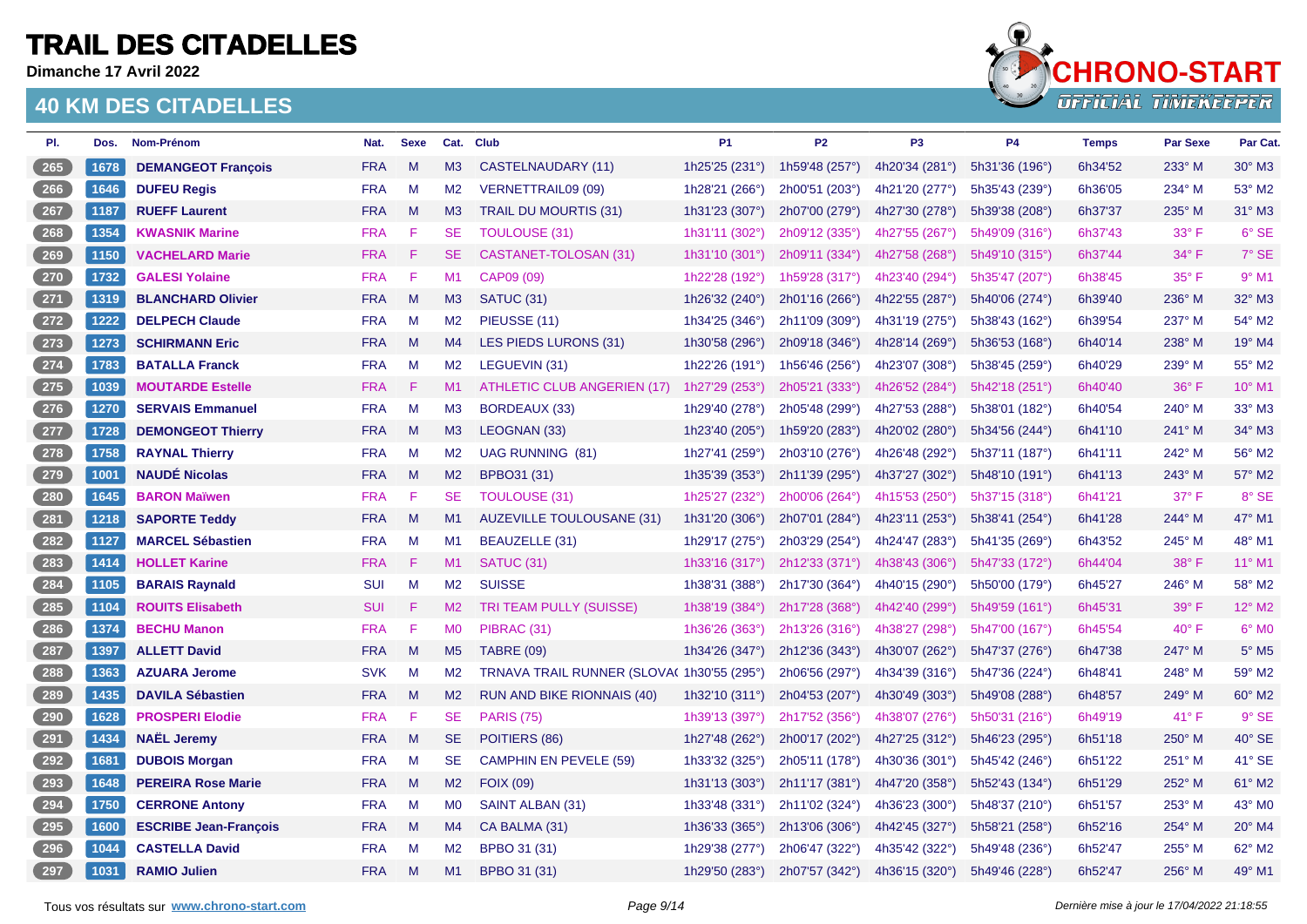# TRAIL DES CITADELLES

**Dimanche 17 Avril 2022**

## 40 KM DES CITADELLES

CHRONO-START
OFFICIAL TIMEKEEPER

| Pl. | Dos. | Nom-Prénom | Nat. | Sexe | Cat. | Club | P1 | P2 | P3 | P4 | Temps | Par Sexe | Par Cat. |
|---|---|---|---|---|---|---|---|---|---|---|---|---|---|
| 265 | 1678 | **DEMANGEOT François** | FRA | M | M3 | CASTELNAUDARY (11) | 1h25'25 (231°) | 1h59'48 (257°) | 4h20'34 (281°) | 5h31'36 (196°) | 6h34'52 | 233° M | 30° M3 |
| 266 | 1646 | **DUFEU Regis** | FRA | M | M2 | VERNETTRAIL09 (09) | 1h28'21 (266°) | 2h00'51 (203°) | 4h21'20 (277°) | 5h35'43 (239°) | 6h36'05 | 234° M | 53° M2 |
| 267 | 1187 | **RUEFF Laurent** | FRA | M | M3 | TRAIL DU MOURTIS (31) | 1h31'23 (307°) | 2h07'00 (279°) | 4h27'30 (278°) | 5h39'38 (208°) | 6h37'37 | 235° M | 31° M3 |
| 268 | 1354 | **KWASNIK Marine** | FRA | F | SE | TOULOUSE (31) | 1h31'11 (302°) | 2h09'12 (335°) | 4h27'55 (267°) | 5h49'09 (316°) | 6h37'43 | 33° F | 6° SE |
| 269 | 1150 | **VACHELARD Marie** | FRA | F | SE | CASTANET-TOLOSAN (31) | 1h31'10 (301°) | 2h09'11 (334°) | 4h27'58 (268°) | 5h49'10 (315°) | 6h37'44 | 34° F | 7° SE |
| 270 | 1732 | **GALESI Yolaine** | FRA | F | M1 | CAP09 (09) | 1h22'28 (192°) | 1h59'28 (317°) | 4h23'40 (294°) | 5h35'47 (207°) | 6h38'45 | 35° F | 9° M1 |
| 271 | 1319 | **BLANCHARD Olivier** | FRA | M | M3 | SATUC (31) | 1h26'32 (240°) | 2h01'16 (266°) | 4h22'55 (287°) | 5h40'06 (274°) | 6h39'40 | 236° M | 32° M3 |
| 272 | 1222 | **DELPECH Claude** | FRA | M | M2 | PIEUSSE (11) | 1h34'25 (346°) | 2h11'09 (309°) | 4h31'19 (275°) | 5h38'43 (162°) | 6h39'54 | 237° M | 54° M2 |
| 273 | 1273 | **SCHIRMANN Eric** | FRA | M | M4 | LES PIEDS LURONS (31) | 1h30'58 (296°) | 2h09'18 (346°) | 4h28'14 (269°) | 5h36'53 (168°) | 6h40'14 | 238° M | 19° M4 |
| 274 | 1783 | **BATALLA Franck** | FRA | M | M2 | LEGUEVIN (31) | 1h22'26 (191°) | 1h56'46 (256°) | 4h23'07 (308°) | 5h38'45 (259°) | 6h40'29 | 239° M | 55° M2 |
| 275 | 1039 | **MOUTARDE Estelle** | FRA | F | M1 | ATHLETIC CLUB ANGERIEN (17) | 1h27'29 (253°) | 2h05'21 (333°) | 4h26'52 (284°) | 5h42'18 (251°) | 6h40'40 | 36° F | 10° M1 |
| 276 | 1270 | **SERVAIS Emmanuel** | FRA | M | M3 | BORDEAUX (33) | 1h29'40 (278°) | 2h05'48 (299°) | 4h27'53 (288°) | 5h38'01 (182°) | 6h40'54 | 240° M | 33° M3 |
| 277 | 1728 | **DEMONGEOT Thierry** | FRA | M | M3 | LEOGNAN (33) | 1h23'40 (205°) | 1h59'20 (283°) | 4h20'02 (280°) | 5h34'56 (244°) | 6h41'10 | 241° M | 34° M3 |
| 278 | 1758 | **RAYNAL Thierry** | FRA | M | M2 | UAG RUNNING (81) | 1h27'41 (259°) | 2h03'10 (276°) | 4h26'48 (292°) | 5h37'11 (187°) | 6h41'11 | 242° M | 56° M2 |
| 279 | 1001 | **NAUDÉ Nicolas** | FRA | M | M2 | BPBO31 (31) | 1h35'39 (353°) | 2h11'39 (295°) | 4h37'27 (302°) | 5h48'10 (191°) | 6h41'13 | 243° M | 57° M2 |
| 280 | 1645 | **BARON Maïwen** | FRA | F | SE | TOULOUSE (31) | 1h25'27 (232°) | 2h00'06 (264°) | 4h15'53 (250°) | 5h37'15 (318°) | 6h41'21 | 37° F | 8° SE |
| 281 | 1218 | **SAPORTE Teddy** | FRA | M | M1 | AUZEVILLE TOULOUSANE (31) | 1h31'20 (306°) | 2h07'01 (284°) | 4h23'11 (253°) | 5h38'41 (254°) | 6h41'28 | 244° M | 47° M1 |
| 282 | 1127 | **MARCEL Sébastien** | FRA | M | M1 | BEAUZELLE (31) | 1h29'17 (275°) | 2h03'29 (254°) | 4h24'47 (283°) | 5h41'35 (269°) | 6h43'52 | 245° M | 48° M1 |
| 283 | 1414 | **HOLLET Karine** | FRA | F | M1 | SATUC (31) | 1h33'16 (317°) | 2h12'33 (371°) | 4h38'43 (306°) | 5h47'33 (172°) | 6h44'04 | 38° F | 11° M1 |
| 284 | 1105 | **BARAIS Raynald** | SUI | M | M2 | SUISSE | 1h38'31 (388°) | 2h17'30 (364°) | 4h40'15 (290°) | 5h50'00 (179°) | 6h45'27 | 246° M | 58° M2 |
| 285 | 1104 | **ROUITS Elisabeth** | SUI | F | M2 | TRI TEAM PULLY (SUISSE) | 1h38'19 (384°) | 2h17'28 (368°) | 4h42'40 (299°) | 5h49'59 (161°) | 6h45'31 | 39° F | 12° M2 |
| 286 | 1374 | **BECHU Manon** | FRA | F | M0 | PIBRAC (31) | 1h36'26 (363°) | 2h13'26 (316°) | 4h38'27 (298°) | 5h47'00 (167°) | 6h45'54 | 40° F | 6° M0 |
| 287 | 1397 | **ALLETT David** | FRA | M | M5 | TABRE (09) | 1h34'26 (347°) | 2h12'36 (343°) | 4h30'07 (262°) | 5h47'37 (276°) | 6h47'38 | 247° M | 5° M5 |
| 288 | 1363 | **AZUARA Jerome** | SVK | M | M2 | TRNAVA TRAIL RUNNER (SLOVA( | 1h30'55 (295°) | 2h06'56 (297°) | 4h34'39 (316°) | 5h47'36 (224°) | 6h48'41 | 248° M | 59° M2 |
| 289 | 1435 | **DAVILA Sébastien** | FRA | M | M2 | RUN AND BIKE RIONNAIS (40) | 1h32'10 (311°) | 2h04'53 (207°) | 4h30'49 (303°) | 5h49'08 (288°) | 6h48'57 | 249° M | 60° M2 |
| 290 | 1628 | **PROSPERI Elodie** | FRA | F | SE | PARIS (75) | 1h39'13 (397°) | 2h17'52 (356°) | 4h38'07 (276°) | 5h50'31 (216°) | 6h49'19 | 41° F | 9° SE |
| 291 | 1434 | **NAËL Jeremy** | FRA | M | SE | POITIERS (86) | 1h27'48 (262°) | 2h00'17 (202°) | 4h27'25 (312°) | 5h46'23 (295°) | 6h51'18 | 250° M | 40° SE |
| 292 | 1681 | **DUBOIS Morgan** | FRA | M | SE | CAMPHIN EN PEVELE (59) | 1h33'32 (325°) | 2h05'11 (178°) | 4h30'36 (301°) | 5h45'42 (246°) | 6h51'22 | 251° M | 41° SE |
| 293 | 1648 | **PEREIRA Rose Marie** | FRA | M | M2 | FOIX (09) | 1h31'13 (303°) | 2h11'17 (381°) | 4h47'20 (358°) | 5h52'43 (134°) | 6h51'29 | 252° M | 61° M2 |
| 294 | 1750 | **CERRONE Antony** | FRA | M | M0 | SAINT ALBAN (31) | 1h33'48 (331°) | 2h11'02 (324°) | 4h36'23 (300°) | 5h48'37 (210°) | 6h51'57 | 253° M | 43° M0 |
| 295 | 1600 | **ESCRIBE Jean-François** | FRA | M | M4 | CA BALMA (31) | 1h36'33 (365°) | 2h13'06 (306°) | 4h42'45 (327°) | 5h58'21 (258°) | 6h52'16 | 254° M | 20° M4 |
| 296 | 1044 | **CASTELLA David** | FRA | M | M2 | BPBO 31 (31) | 1h29'38 (277°) | 2h06'47 (322°) | 4h35'42 (322°) | 5h49'48 (236°) | 6h52'47 | 255° M | 62° M2 |
| 297 | 1031 | **RAMIO Julien** | FRA | M | M1 | BPBO 31 (31) | 1h29'50 (283°) | 2h07'57 (342°) | 4h36'15 (320°) | 5h49'46 (228°) | 6h52'47 | 256° M | 49° M1 |

Tous vos résultats sur www.chrono-start.com

*Dernière mise à jour le 17/04/2022 21:18:55*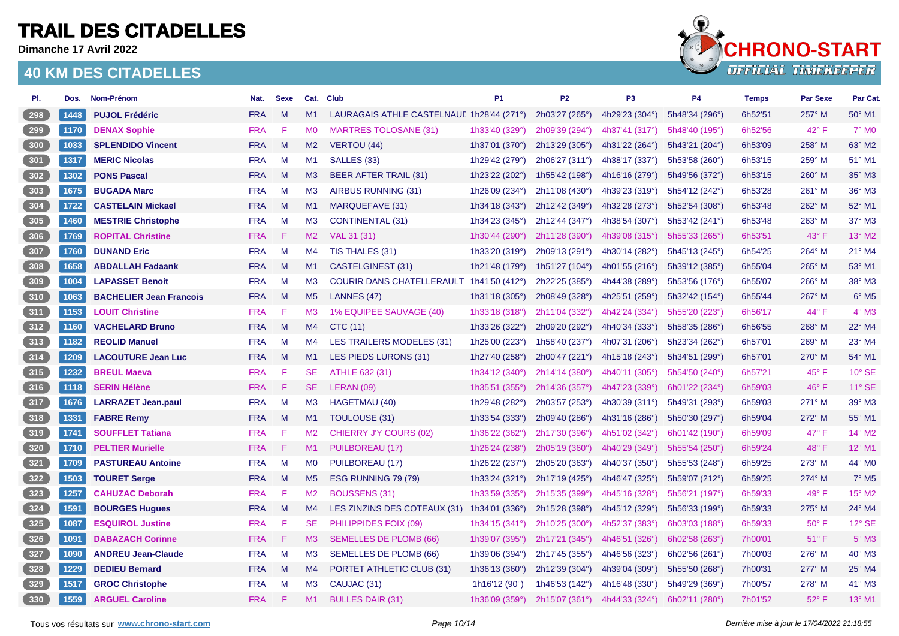# TRAIL DES CITADELLES

**Dimanche 17 Avril 2022**

## 40 KM DES CITADELLES

| Pl. | Dos. | Nom-Prénom | Nat. | Sexe | Cat. | Club | P1 | P2 | P3 | P4 | Temps | Par Sexe | Par Cat. |
|---|---|---|---|---|---|---|---|---|---|---|---|---|---|
| 298 | 1448 | **PUJOL Frédéric** | FRA | M | M1 | LAURAGAIS ATHLE CASTELNAUD | 1h28'44 (271°) | 2h03'27 (265°) | 4h29'23 (304°) | 5h48'34 (296°) | 6h52'51 | 257° M | 50° M1 |
| 299 | 1170 | **DENAX Sophie** | FRA | F | M0 | MARTRES TOLOSANE (31) | 1h33'40 (329°) | 2h09'39 (294°) | 4h37'41 (317°) | 5h48'40 (195°) | 6h52'56 | 42° F | 7° M0 |
| 300 | 1033 | **SPLENDIDO Vincent** | FRA | M | M2 | VERTOU (44) | 1h37'01 (370°) | 2h13'29 (305°) | 4h31'22 (264°) | 5h43'21 (204°) | 6h53'09 | 258° M | 63° M2 |
| 301 | 1317 | **MERIC Nicolas** | FRA | M | M1 | SALLES (33) | 1h29'42 (279°) | 2h06'27 (311°) | 4h38'17 (337°) | 5h53'58 (260°) | 6h53'15 | 259° M | 51° M1 |
| 302 | 1302 | **PONS Pascal** | FRA | M | M3 | BEER AFTER TRAIL (31) | 1h23'22 (202°) | 1h55'42 (198°) | 4h16'16 (279°) | 5h49'56 (372°) | 6h53'15 | 260° M | 35° M3 |
| 303 | 1675 | **BUGADA Marc** | FRA | M | M3 | AIRBUS RUNNING (31) | 1h26'09 (234°) | 2h11'08 (430°) | 4h39'23 (319°) | 5h54'12 (242°) | 6h53'28 | 261° M | 36° M3 |
| 304 | 1722 | **CASTELAIN Mickael** | FRA | M | M1 | MARQUEFAVE (31) | 1h34'18 (343°) | 2h12'42 (349°) | 4h32'28 (273°) | 5h52'54 (308°) | 6h53'48 | 262° M | 52° M1 |
| 305 | 1460 | **MESTRIE Christophe** | FRA | M | M3 | CONTINENTAL (31) | 1h34'23 (345°) | 2h12'44 (347°) | 4h38'54 (307°) | 5h53'42 (241°) | 6h53'48 | 263° M | 37° M3 |
| 306 | 1769 | **ROPITAL Christine** | FRA | F | M2 | VAL 31 (31) | 1h30'44 (290°) | 2h11'28 (390°) | 4h39'08 (315°) | 5h55'33 (265°) | 6h53'51 | 43° F | 13° M2 |
| 307 | 1760 | **DUNAND Eric** | FRA | M | M4 | TIS THALES (31) | 1h33'20 (319°) | 2h09'13 (291°) | 4h30'14 (282°) | 5h45'13 (245°) | 6h54'25 | 264° M | 21° M4 |
| 308 | 1658 | **ABDALLAH Fadaank** | FRA | M | M1 | CASTELGINEST (31) | 1h21'48 (179°) | 1h51'27 (104°) | 4h01'55 (216°) | 5h39'12 (385°) | 6h55'04 | 265° M | 53° M1 |
| 309 | 1004 | **LAPASSET Benoit** | FRA | M | M3 | COURIR DANS CHATELLERAULT | 1h41'50 (412°) | 2h22'25 (385°) | 4h44'38 (289°) | 5h53'56 (176°) | 6h55'07 | 266° M | 38° M3 |
| 310 | 1063 | **BACHELIER Jean Francois** | FRA | M | M5 | LANNES (47) | 1h31'18 (305°) | 2h08'49 (328°) | 4h25'51 (259°) | 5h32'42 (154°) | 6h55'44 | 267° M | 6° M5 |
| 311 | 1153 | **LOUIT Christine** | FRA | F | M3 | 1% EQUIPEE SAUVAGE (40) | 1h33'18 (318°) | 2h11'04 (332°) | 4h42'24 (334°) | 5h55'20 (223°) | 6h56'17 | 44° F | 4° M3 |
| 312 | 1160 | **VACHELARD Bruno** | FRA | M | M4 | CTC (11) | 1h33'26 (322°) | 2h09'20 (292°) | 4h40'34 (333°) | 5h58'35 (286°) | 6h56'55 | 268° M | 22° M4 |
| 313 | 1182 | **REOLID Manuel** | FRA | M | M4 | LES TRAILERS MODELES (31) | 1h25'00 (223°) | 1h58'40 (237°) | 4h07'31 (206°) | 5h23'34 (262°) | 6h57'01 | 269° M | 23° M4 |
| 314 | 1209 | **LACOUTURE Jean Luc** | FRA | M | M1 | LES PIEDS LURONS (31) | 1h27'40 (258°) | 2h00'47 (221°) | 4h15'18 (243°) | 5h34'51 (299°) | 6h57'01 | 270° M | 54° M1 |
| 315 | 1232 | **BREUL Maeva** | FRA | F | SE | ATHLE 632 (31) | 1h34'12 (340°) | 2h14'14 (380°) | 4h40'11 (305°) | 5h54'50 (240°) | 6h57'21 | 45° F | 10° SE |
| 316 | 1118 | **SERIN Hélène** | FRA | F | SE | LERAN (09) | 1h35'51 (355°) | 2h14'36 (357°) | 4h47'23 (339°) | 6h01'22 (234°) | 6h59'03 | 46° F | 11° SE |
| 317 | 1676 | **LARRAZET Jean.paul** | FRA | M | M3 | HAGETMAU (40) | 1h29'48 (282°) | 2h03'57 (253°) | 4h30'39 (311°) | 5h49'31 (293°) | 6h59'03 | 271° M | 39° M3 |
| 318 | 1331 | **FABRE Remy** | FRA | M | M1 | TOULOUSE (31) | 1h33'54 (333°) | 2h09'40 (286°) | 4h31'16 (286°) | 5h50'30 (297°) | 6h59'04 | 272° M | 55° M1 |
| 319 | 1741 | **SOUFFLET Tatiana** | FRA | F | M2 | CHIERRY J'Y COURS (02) | 1h36'22 (362°) | 2h17'30 (396°) | 4h51'02 (342°) | 6h01'42 (190°) | 6h59'09 | 47° F | 14° M2 |
| 320 | 1710 | **PELTIER Murielle** | FRA | F | M1 | PUILBOREAU (17) | 1h26'24 (238°) | 2h05'19 (360°) | 4h40'29 (349°) | 5h55'54 (250°) | 6h59'24 | 48° F | 12° M1 |
| 321 | 1709 | **PASTUREAU Antoine** | FRA | M | M0 | PUILBOREAU (17) | 1h26'22 (237°) | 2h05'20 (363°) | 4h40'37 (350°) | 5h55'53 (248°) | 6h59'25 | 273° M | 44° M0 |
| 322 | 1503 | **TOURET Serge** | FRA | M | M5 | ESG RUNNING 79 (79) | 1h33'24 (321°) | 2h17'19 (425°) | 4h46'47 (325°) | 5h59'07 (212°) | 6h59'25 | 274° M | 7° M5 |
| 323 | 1257 | **CAHUZAC Deborah** | FRA | F | M2 | BOUSSENS (31) | 1h33'59 (335°) | 2h15'35 (399°) | 4h45'16 (328°) | 5h56'21 (197°) | 6h59'33 | 49° F | 15° M2 |
| 324 | 1591 | **BOURGES Hugues** | FRA | M | M4 | LES ZINZINS DES COTEAUX (31) | 1h34'01 (336°) | 2h15'28 (398°) | 4h45'12 (329°) | 5h56'33 (199°) | 6h59'33 | 275° M | 24° M4 |
| 325 | 1087 | **ESQUIROL Justine** | FRA | F | SE | PHILIPPIDES FOIX (09) | 1h34'15 (341°) | 2h10'25 (300°) | 4h52'37 (383°) | 6h03'03 (188°) | 6h59'33 | 50° F | 12° SE |
| 326 | 1091 | **DABAZACH Corinne** | FRA | F | M3 | SEMELLES DE PLOMB (66) | 1h39'07 (395°) | 2h17'21 (345°) | 4h46'51 (326°) | 6h02'58 (263°) | 7h00'01 | 51° F | 5° M3 |
| 327 | 1090 | **ANDREU Jean-Claude** | FRA | M | M3 | SEMELLES DE PLOMB (66) | 1h39'06 (394°) | 2h17'45 (355°) | 4h46'56 (323°) | 6h02'56 (261°) | 7h00'03 | 276° M | 40° M3 |
| 328 | 1229 | **DEDIEU Bernard** | FRA | M | M4 | PORTET ATHLETIC CLUB (31) | 1h36'13 (360°) | 2h12'39 (304°) | 4h39'04 (309°) | 5h55'50 (268°) | 7h00'31 | 277° M | 25° M4 |
| 329 | 1517 | **GROC Christophe** | FRA | M | M3 | CAUJAC (31) | 1h16'12 (90°) | 1h46'53 (142°) | 4h16'48 (330°) | 5h49'29 (369°) | 7h00'57 | 278° M | 41° M3 |
| 330 | 1559 | **ARGUEL Caroline** | FRA | F | M1 | BULLES DAIR (31) | 1h36'09 (359°) | 2h15'07 (361°) | 4h44'33 (324°) | 6h02'11 (280°) | 7h01'52 | 52° F | 13° M1 |

Tous vos résultats sur **www.chrono-start.com**

*Dernière mise à jour le 17/04/2022 21:18:55*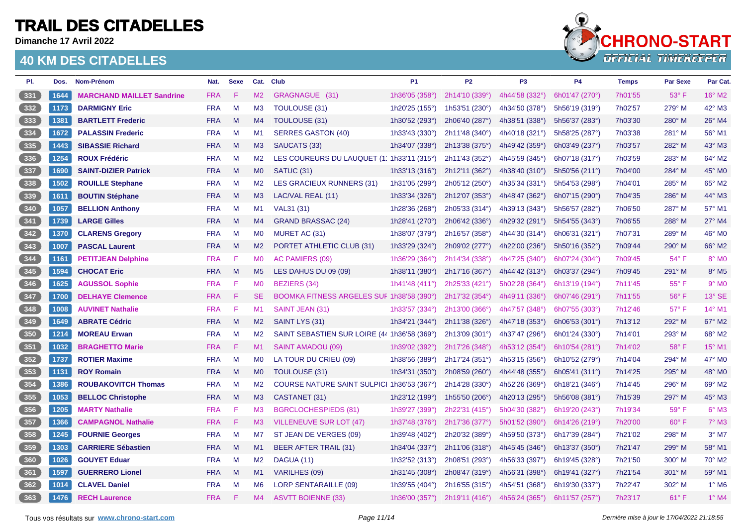# TRAIL DES CITADELLES

**Dimanche 17 Avril 2022**

## 40 KM DES CITADELLES

| Pl. | Dos. | Nom-Prénom | Nat. | Sexe | Cat. | Club | P1 | P2 | P3 | P4 | Temps | Par Sexe | Par Cat. |
|---|---|---|---|---|---|---|---|---|---|---|---|---|---|
| 331 | 1644 | **MARCHAND MAILLET Sandrine** | FRA | F | M2 | GRAGNAGUE (31) | 1h36'05 (358°) | 2h14'10 (339°) | 4h44'58 (332°) | 6h01'47 (270°) | 7h01'55 | 53° F | 16° M2 |
| 332 | 1173 | **DARMIGNY Eric** | FRA | M | M3 | TOULOUSE (31) | 1h20'25 (155°) | 1h53'51 (230°) | 4h34'50 (378°) | 5h56'19 (319°) | 7h02'57 | 279° M | 42° M3 |
| 333 | 1381 | **BARTLETT Frederic** | FRA | M | M4 | TOULOUSE (31) | 1h30'52 (293°) | 2h06'40 (287°) | 4h38'51 (338°) | 5h56'37 (283°) | 7h03'30 | 280° M | 26° M4 |
| 334 | 1672 | **PALASSIN Frederic** | FRA | M | M1 | SERRES GASTON (40) | 1h33'43 (330°) | 2h11'48 (340°) | 4h40'18 (321°) | 5h58'25 (287°) | 7h03'38 | 281° M | 56° M1 |
| 335 | 1443 | **SIBASSIE Richard** | FRA | M | M3 | SAUCATS (33) | 1h34'07 (338°) | 2h13'38 (375°) | 4h49'42 (359°) | 6h03'49 (237°) | 7h03'57 | 282° M | 43° M3 |
| 336 | 1254 | **ROUX Frédéric** | FRA | M | M2 | LES COUREURS DU LAUQUET (1 | 1h33'11 (315°) | 2h11'43 (352°) | 4h45'59 (345°) | 6h07'18 (317°) | 7h03'59 | 283° M | 64° M2 |
| 337 | 1690 | **SAINT-DIZIER Patrick** | FRA | M | M0 | SATUC (31) | 1h33'13 (316°) | 2h12'11 (362°) | 4h38'40 (310°) | 5h50'56 (211°) | 7h04'00 | 284° M | 45° M0 |
| 338 | 1502 | **ROUILLE Stephane** | FRA | M | M2 | LES GRACIEUX RUNNERS (31) | 1h31'05 (299°) | 2h05'12 (250°) | 4h35'34 (331°) | 5h54'53 (298°) | 7h04'01 | 285° M | 65° M2 |
| 339 | 1611 | **BOUTIN Stéphane** | FRA | M | M3 | LAC/VAL REAL (11) | 1h33'34 (326°) | 2h12'07 (353°) | 4h48'47 (362°) | 6h07'15 (290°) | 7h04'35 | 286° M | 44° M3 |
| 340 | 1057 | **BELLION Anthony** | FRA | M | M1 | VAL31 (31) | 1h28'36 (268°) | 2h05'33 (314°) | 4h39'13 (343°) | 5h56'57 (282°) | 7h06'50 | 287° M | 57° M1 |
| 341 | 1739 | **LARGE Gilles** | FRA | M | M4 | GRAND BRASSAC (24) | 1h28'41 (270°) | 2h06'42 (336°) | 4h29'32 (291°) | 5h54'55 (343°) | 7h06'55 | 288° M | 27° M4 |
| 342 | 1370 | **CLARENS Gregory** | FRA | M | M0 | MURET AC (31) | 1h38'07 (379°) | 2h16'57 (358°) | 4h44'30 (314°) | 6h06'31 (321°) | 7h07'31 | 289° M | 46° M0 |
| 343 | 1007 | **PASCAL Laurent** | FRA | M | M2 | PORTET ATHLETIC CLUB (31) | 1h33'29 (324°) | 2h09'02 (277°) | 4h22'00 (236°) | 5h50'16 (352°) | 7h09'44 | 290° M | 66° M2 |
| 344 | 1161 | **PETITJEAN Delphine** | FRA | F | M0 | AC PAMIERS (09) | 1h36'29 (364°) | 2h14'34 (338°) | 4h47'25 (340°) | 6h07'24 (304°) | 7h09'45 | 54° F | 8° M0 |
| 345 | 1594 | **CHOCAT Eric** | FRA | M | M5 | LES DAHUS DU 09 (09) | 1h38'11 (380°) | 2h17'16 (367°) | 4h44'42 (313°) | 6h03'37 (294°) | 7h09'45 | 291° M | 8° M5 |
| 346 | 1625 | **AGUSSOL Sophie** | FRA | F | M0 | BEZIERS (34) | 1h41'48 (411°) | 2h25'33 (421°) | 5h02'28 (364°) | 6h13'19 (194°) | 7h11'45 | 55° F | 9° M0 |
| 347 | 1700 | **DELHAYE Clemence** | FRA | F | SE | BOOMKA FITNESS ARGELES SUI | 1h38'58 (390°) | 2h17'32 (354°) | 4h49'11 (336°) | 6h07'46 (291°) | 7h11'55 | 56° F | 13° SE |
| 348 | 1008 | **AUVINET Nathalie** | FRA | F | M1 | SAINT JEAN (31) | 1h33'57 (334°) | 2h13'00 (366°) | 4h47'57 (348°) | 6h07'55 (303°) | 7h12'46 | 57° F | 14° M1 |
| 349 | 1649 | **ABRATE Cédric** | FRA | M | M2 | SAINT LYS (31) | 1h34'21 (344°) | 2h11'38 (326°) | 4h47'18 (353°) | 6h06'53 (301°) | 7h13'12 | 292° M | 67° M2 |
| 350 | 1214 | **MOREAU Erwan** | FRA | M | M2 | SAINT SEBASTIEN SUR LOIRE (4 | 1h36'58 (369°) | 2h13'09 (301°) | 4h37'47 (296°) | 6h01'24 (330°) | 7h14'01 | 293° M | 68° M2 |
| 351 | 1032 | **BRAGHETTO Marie** | FRA | F | M1 | SAINT AMADOU (09) | 1h39'02 (392°) | 2h17'26 (348°) | 4h53'12 (354°) | 6h10'54 (281°) | 7h14'02 | 58° F | 15° M1 |
| 352 | 1737 | **ROTIER Maxime** | FRA | M | M0 | LA TOUR DU CRIEU (09) | 1h38'56 (389°) | 2h17'24 (351°) | 4h53'15 (356°) | 6h10'52 (279°) | 7h14'04 | 294° M | 47° M0 |
| 353 | 1131 | **ROY Romain** | FRA | M | M0 | TOULOUSE (31) | 1h34'31 (350°) | 2h08'59 (260°) | 4h44'48 (355°) | 6h05'41 (311°) | 7h14'25 | 295° M | 48° M0 |
| 354 | 1386 | **ROUBAKOVITCH Thomas** | FRA | M | M2 | COURSE NATURE SAINT SULPICI | 1h36'53 (367°) | 2h14'28 (330°) | 4h52'26 (369°) | 6h18'21 (346°) | 7h14'45 | 296° M | 69° M2 |
| 355 | 1053 | **BELLOC Christophe** | FRA | M | M3 | CASTANET (31) | 1h23'12 (199°) | 1h55'50 (206°) | 4h20'13 (295°) | 5h56'08 (381°) | 7h15'39 | 297° M | 45° M3 |
| 356 | 1205 | **MARTY Nathalie** | FRA | F | M3 | BGRCLOCHESPIEDS (81) | 1h39'27 (399°) | 2h22'31 (415°) | 5h04'30 (382°) | 6h19'20 (243°) | 7h19'34 | 59° F | 6° M3 |
| 357 | 1366 | **CAMPAGNOL Nathalie** | FRA | F | M3 | VILLENEUVE SUR LOT (47) | 1h37'48 (376°) | 2h17'36 (377°) | 5h01'52 (390°) | 6h14'26 (219°) | 7h20'00 | 60° F | 7° M3 |
| 358 | 1245 | **FOURNIE Georges** | FRA | M | M7 | ST JEAN DE VERGES (09) | 1h39'48 (402°) | 2h20'32 (389°) | 4h59'50 (373°) | 6h17'39 (284°) | 7h21'02 | 298° M | 3° M7 |
| 359 | 1303 | **CARRIERE Sébastien** | FRA | M | M1 | BEER AFTER TRAIL (31) | 1h34'04 (337°) | 2h11'06 (318°) | 4h45'45 (346°) | 6h13'37 (350°) | 7h21'47 | 299° M | 58° M1 |
| 360 | 1026 | **GOUYET Eduar** | FRA | M | M2 | DAGUA (11) | 1h32'52 (313°) | 2h08'51 (293°) | 4h56'33 (397°) | 6h19'45 (328°) | 7h21'50 | 300° M | 70° M2 |
| 361 | 1597 | **GUERRERO Lionel** | FRA | M | M1 | VARILHES (09) | 1h31'45 (308°) | 2h08'47 (319°) | 4h56'31 (398°) | 6h19'41 (327°) | 7h21'54 | 301° M | 59° M1 |
| 362 | 1014 | **CLAVEL Daniel** | FRA | M | M6 | LORP SENTARAILLE (09) | 1h39'55 (404°) | 2h16'55 (315°) | 4h54'51 (368°) | 6h19'30 (337°) | 7h22'47 | 302° M | 1° M6 |
| 363 | 1476 | **RECH Laurence** | FRA | F | M4 | ASVTT BOIENNE (33) | 1h36'00 (357°) | 2h19'11 (416°) | 4h56'24 (365°) | 6h11'57 (257°) | 7h23'17 | 61° F | 1° M4 |

Tous vos résultats sur **www.chrono-start.com**

*Dernière mise à jour le 17/04/2022 21:18:55*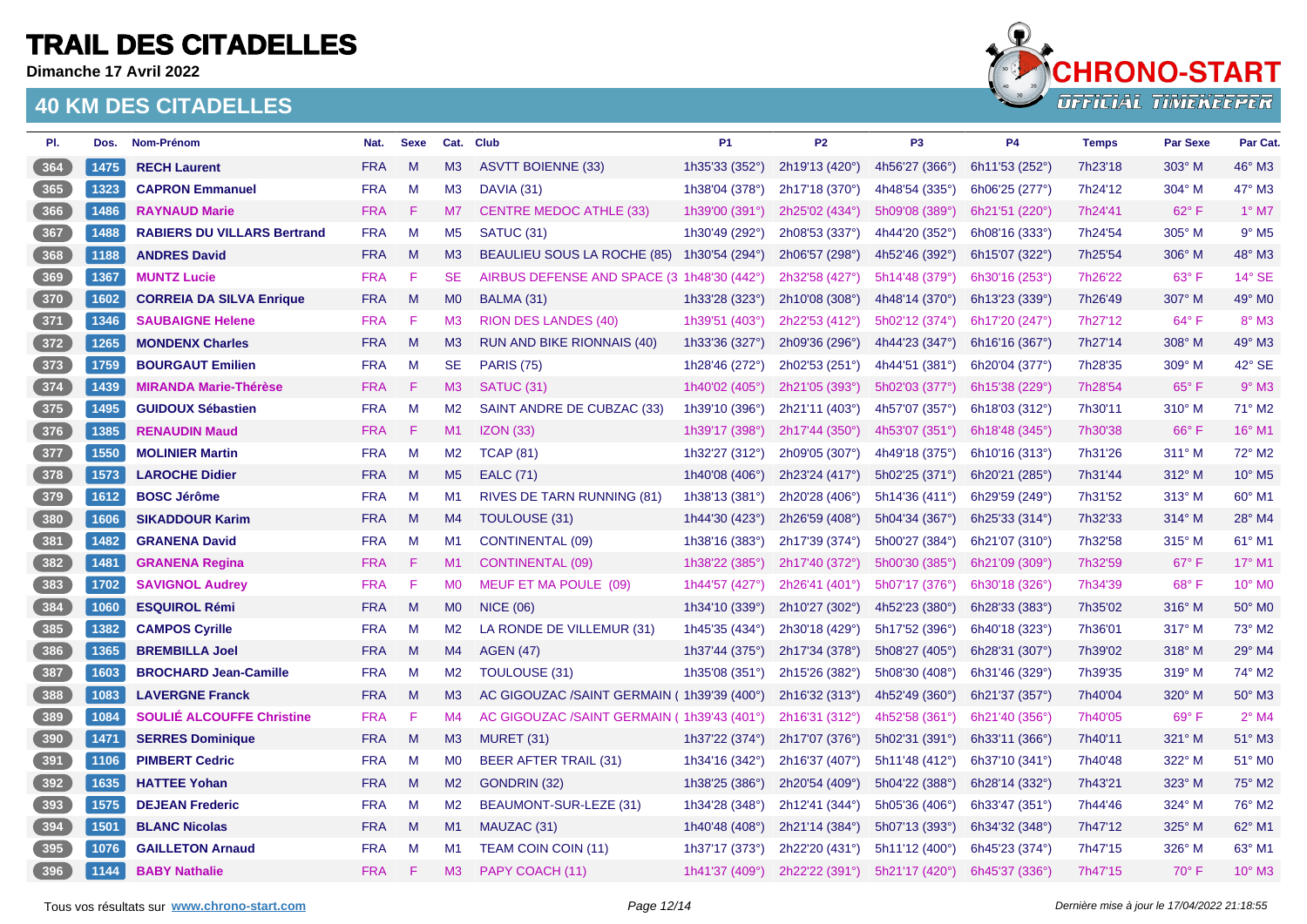# TRAIL DES CITADELLES

**Dimanche 17 Avril 2022**

## 40 KM DES CITADELLES

| Pl. | Dos. | Nom-Prénom | Nat. | Sexe | Cat. | Club | P1 | P2 | P3 | P4 | Temps | Par Sexe | Par Cat. |
|---|---|---|---|---|---|---|---|---|---|---|---|---|---|
| 364 | 1475 | **RECH Laurent** | FRA | M | M3 | ASVTT BOIENNE (33) | 1h35'33 (352°) | 2h19'13 (420°) | 4h56'27 (366°) | 6h11'53 (252°) | 7h23'18 | 303° M | 46° M3 |
| 365 | 1323 | **CAPRON Emmanuel** | FRA | M | M3 | DAVIA (31) | 1h38'04 (378°) | 2h17'18 (370°) | 4h48'54 (335°) | 6h06'25 (277°) | 7h24'12 | 304° M | 47° M3 |
| 366 | 1486 | **RAYNAUD Marie** | FRA | F | M7 | CENTRE MEDOC ATHLE (33) | 1h39'00 (391°) | 2h25'02 (434°) | 5h09'08 (389°) | 6h21'51 (220°) | 7h24'41 | 62° F | 1° M7 |
| 367 | 1488 | **RABIERS DU VILLARS Bertrand** | FRA | M | M5 | SATUC (31) | 1h30'49 (292°) | 2h08'53 (337°) | 4h44'20 (352°) | 6h08'16 (333°) | 7h24'54 | 305° M | 9° M5 |
| 368 | 1188 | **ANDRES David** | FRA | M | M3 | BEAULIEU SOUS LA ROCHE (85) | 1h30'54 (294°) | 2h06'57 (298°) | 4h52'46 (392°) | 6h15'07 (322°) | 7h25'54 | 306° M | 48° M3 |
| 369 | 1367 | **MUNTZ Lucie** | FRA | F | SE | AIRBUS DEFENSE AND SPACE (3 | 1h48'30 (442°) | 2h32'58 (427°) | 5h14'48 (379°) | 6h30'16 (253°) | 7h26'22 | 63° F | 14° SE |
| 370 | 1602 | **CORREIA DA SILVA Enrique** | FRA | M | M0 | BALMA (31) | 1h33'28 (323°) | 2h10'08 (308°) | 4h48'14 (370°) | 6h13'23 (339°) | 7h26'49 | 307° M | 49° M0 |
| 371 | 1346 | **SAUBAIGNE Helene** | FRA | F | M3 | RION DES LANDES (40) | 1h39'51 (403°) | 2h22'53 (412°) | 5h02'12 (374°) | 6h17'20 (247°) | 7h27'12 | 64° F | 8° M3 |
| 372 | 1265 | **MONDENX Charles** | FRA | M | M3 | RUN AND BIKE RIONNAIS (40) | 1h33'36 (327°) | 2h09'36 (296°) | 4h44'23 (347°) | 6h16'16 (367°) | 7h27'14 | 308° M | 49° M3 |
| 373 | 1759 | **BOURGAUT Emilien** | FRA | M | SE | PARIS (75) | 1h28'46 (272°) | 2h02'53 (251°) | 4h44'51 (381°) | 6h20'04 (377°) | 7h28'35 | 309° M | 42° SE |
| 374 | 1439 | **MIRANDA Marie-Thérèse** | FRA | F | M3 | SATUC (31) | 1h40'02 (405°) | 2h21'05 (393°) | 5h02'03 (377°) | 6h15'38 (229°) | 7h28'54 | 65° F | 9° M3 |
| 375 | 1495 | **GUIDOUX Sébastien** | FRA | M | M2 | SAINT ANDRE DE CUBZAC (33) | 1h39'10 (396°) | 2h21'11 (403°) | 4h57'07 (357°) | 6h18'03 (312°) | 7h30'11 | 310° M | 71° M2 |
| 376 | 1385 | **RENAUDIN Maud** | FRA | F | M1 | IZON (33) | 1h39'17 (398°) | 2h17'44 (350°) | 4h53'07 (351°) | 6h18'48 (345°) | 7h30'38 | 66° F | 16° M1 |
| 377 | 1550 | **MOLINIER Martin** | FRA | M | M2 | TCAP (81) | 1h32'27 (312°) | 2h09'05 (307°) | 4h49'18 (375°) | 6h10'16 (313°) | 7h31'26 | 311° M | 72° M2 |
| 378 | 1573 | **LAROCHE Didier** | FRA | M | M5 | EALC (71) | 1h40'08 (406°) | 2h23'24 (417°) | 5h02'25 (371°) | 6h20'21 (285°) | 7h31'44 | 312° M | 10° M5 |
| 379 | 1612 | **BOSC Jérôme** | FRA | M | M1 | RIVES DE TARN RUNNING (81) | 1h38'13 (381°) | 2h20'28 (406°) | 5h14'36 (411°) | 6h29'59 (249°) | 7h31'52 | 313° M | 60° M1 |
| 380 | 1606 | **SIKADDOUR Karim** | FRA | M | M4 | TOULOUSE (31) | 1h44'30 (423°) | 2h26'59 (408°) | 5h04'34 (367°) | 6h25'33 (314°) | 7h32'33 | 314° M | 28° M4 |
| 381 | 1482 | **GRANENA David** | FRA | M | M1 | CONTINENTAL (09) | 1h38'16 (383°) | 2h17'39 (374°) | 5h00'27 (384°) | 6h21'07 (310°) | 7h32'58 | 315° M | 61° M1 |
| 382 | 1481 | **GRANENA Regina** | FRA | F | M1 | CONTINENTAL (09) | 1h38'22 (385°) | 2h17'40 (372°) | 5h00'30 (385°) | 6h21'09 (309°) | 7h32'59 | 67° F | 17° M1 |
| 383 | 1702 | **SAVIGNOL Audrey** | FRA | F | M0 | MEUF ET MA POULE (09) | 1h44'57 (427°) | 2h26'41 (401°) | 5h07'17 (376°) | 6h30'18 (326°) | 7h34'39 | 68° F | 10° M0 |
| 384 | 1060 | **ESQUIROL Rémi** | FRA | M | M0 | NICE (06) | 1h34'10 (339°) | 2h10'27 (302°) | 4h52'23 (380°) | 6h28'33 (383°) | 7h35'02 | 316° M | 50° M0 |
| 385 | 1382 | **CAMPOS Cyrille** | FRA | M | M2 | LA RONDE DE VILLEMUR (31) | 1h45'35 (434°) | 2h30'18 (429°) | 5h17'52 (396°) | 6h40'18 (323°) | 7h36'01 | 317° M | 73° M2 |
| 386 | 1365 | **BREMBILLA Joel** | FRA | M | M4 | AGEN (47) | 1h37'44 (375°) | 2h17'34 (378°) | 5h08'27 (405°) | 6h28'31 (307°) | 7h39'02 | 318° M | 29° M4 |
| 387 | 1603 | **BROCHARD Jean-Camille** | FRA | M | M2 | TOULOUSE (31) | 1h35'08 (351°) | 2h15'26 (382°) | 5h08'30 (408°) | 6h31'46 (329°) | 7h39'35 | 319° M | 74° M2 |
| 388 | 1083 | **LAVERGNE Franck** | FRA | M | M3 | AC GIGOUZAC /SAINT GERMAIN ( | 1h39'39 (400°) | 2h16'32 (313°) | 4h52'49 (360°) | 6h21'37 (357°) | 7h40'04 | 320° M | 50° M3 |
| 389 | 1084 | **SOULIÉ ALCOUFFE Christine** | FRA | F | M4 | AC GIGOUZAC /SAINT GERMAIN ( | 1h39'43 (401°) | 2h16'31 (312°) | 4h52'58 (361°) | 6h21'40 (356°) | 7h40'05 | 69° F | 2° M4 |
| 390 | 1471 | **SERRES Dominique** | FRA | M | M3 | MURET (31) | 1h37'22 (374°) | 2h17'07 (376°) | 5h02'31 (391°) | 6h33'11 (366°) | 7h40'11 | 321° M | 51° M3 |
| 391 | 1106 | **PIMBERT Cedric** | FRA | M | M0 | BEER AFTER TRAIL (31) | 1h34'16 (342°) | 2h16'37 (407°) | 5h11'48 (412°) | 6h37'10 (341°) | 7h40'48 | 322° M | 51° M0 |
| 392 | 1635 | **HATTEE Yohan** | FRA | M | M2 | GONDRIN (32) | 1h38'25 (386°) | 2h20'54 (409°) | 5h04'22 (388°) | 6h28'14 (332°) | 7h43'21 | 323° M | 75° M2 |
| 393 | 1575 | **DEJEAN Frederic** | FRA | M | M2 | BEAUMONT-SUR-LEZE (31) | 1h34'28 (348°) | 2h12'41 (344°) | 5h05'36 (406°) | 6h33'47 (351°) | 7h44'46 | 324° M | 76° M2 |
| 394 | 1501 | **BLANC Nicolas** | FRA | M | M1 | MAUZAC (31) | 1h40'48 (408°) | 2h21'14 (384°) | 5h07'13 (393°) | 6h34'32 (348°) | 7h47'12 | 325° M | 62° M1 |
| 395 | 1076 | **GAILLETON Arnaud** | FRA | M | M1 | TEAM COIN COIN (11) | 1h37'17 (373°) | 2h22'20 (431°) | 5h11'12 (400°) | 6h45'23 (374°) | 7h47'15 | 326° M | 63° M1 |
| 396 | 1144 | **BABY Nathalie** | FRA | F | M3 | PAPY COACH (11) | 1h41'37 (409°) | 2h22'22 (391°) | 5h21'17 (420°) | 6h45'37 (336°) | 7h47'15 | 70° F | 10° M3 |

Tous vos résultats sur **www.chrono-start.com**

*Dernière mise à jour le 17/04/2022 21:18:55*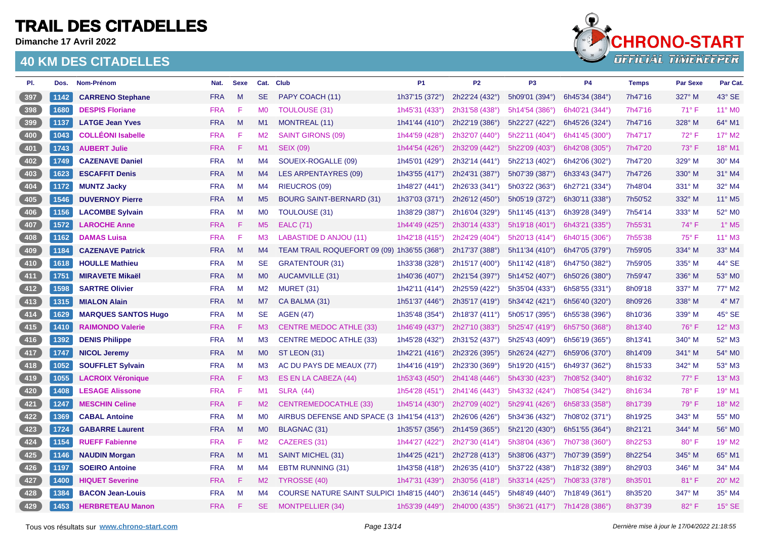# TRAIL DES CITADELLES

**Dimanche 17 Avril 2022**

## 40 KM DES CITADELLES

| Pl. | Dos. | Nom-Prénom | Nat. | Sexe | Cat. | Club | P1 | P2 | P3 | P4 | Temps | Par Sexe | Par Cat. |
|---|---|---|---|---|---|---|---|---|---|---|---|---|---|
| 397 | 1142 | **CARRENO Stephane** | FRA | M | SE | PAPY COACH (11) | 1h37'15 (372°) | 2h22'24 (432°) | 5h09'01 (394°) | 6h45'34 (384°) | 7h47'16 | 327° M | 43° SE |
| 398 | 1680 | **DESPIS Floriane** | FRA | F | M0 | TOULOUSE (31) | 1h45'31 (433°) | 2h31'58 (438°) | 5h14'54 (386°) | 6h40'21 (344°) | 7h47'16 | 71° F | 11° M0 |
| 399 | 1137 | **LATGE Jean Yves** | FRA | M | M1 | MONTREAL (11) | 1h41'44 (410°) | 2h22'19 (386°) | 5h22'27 (422°) | 6h45'26 (324°) | 7h47'16 | 328° M | 64° M1 |
| 400 | 1043 | **COLLÉONI Isabelle** | FRA | F | M2 | SAINT GIRONS (09) | 1h44'59 (428°) | 2h32'07 (440°) | 5h22'11 (404°) | 6h41'45 (300°) | 7h47'17 | 72° F | 17° M2 |
| 401 | 1743 | **AUBERT Julie** | FRA | F | M1 | SEIX (09) | 1h44'54 (426°) | 2h32'09 (442°) | 5h22'09 (403°) | 6h42'08 (305°) | 7h47'20 | 73° F | 18° M1 |
| 402 | 1749 | **CAZENAVE Daniel** | FRA | M | M4 | SOUEIX-ROGALLE (09) | 1h45'01 (429°) | 2h32'14 (441°) | 5h22'13 (402°) | 6h42'06 (302°) | 7h47'20 | 329° M | 30° M4 |
| 403 | 1623 | **ESCAFFIT Denis** | FRA | M | M4 | LES ARPENTAYRES (09) | 1h43'55 (417°) | 2h24'31 (387°) | 5h07'39 (387°) | 6h33'43 (347°) | 7h47'26 | 330° M | 31° M4 |
| 404 | 1172 | **MUNTZ Jacky** | FRA | M | M4 | RIEUCROS (09) | 1h48'27 (441°) | 2h26'33 (341°) | 5h03'22 (363°) | 6h27'21 (334°) | 7h48'04 | 331° M | 32° M4 |
| 405 | 1546 | **DUVERNOY Pierre** | FRA | M | M5 | BOURG SAINT-BERNARD (31) | 1h37'03 (371°) | 2h26'12 (450°) | 5h05'19 (372°) | 6h30'11 (338°) | 7h50'52 | 332° M | 11° M5 |
| 406 | 1156 | **LACOMBE Sylvain** | FRA | M | M0 | TOULOUSE (31) | 1h38'29 (387°) | 2h16'04 (329°) | 5h11'45 (413°) | 6h39'28 (349°) | 7h54'14 | 333° M | 52° M0 |
| 407 | 1572 | **LAROCHE Anne** | FRA | F | M5 | EALC (71) | 1h44'49 (425°) | 2h30'14 (433°) | 5h19'18 (401°) | 6h43'21 (335°) | 7h55'31 | 74° F | 1° M5 |
| 408 | 1162 | **DAMAS Luisa** | FRA | F | M3 | LABASTIDE D ANJOU (11) | 1h42'18 (415°) | 2h24'29 (404°) | 5h20'13 (414°) | 6h40'15 (306°) | 7h55'38 | 75° F | 11° M3 |
| 409 | 1184 | **CAZENAVE Patrick** | FRA | M | M4 | TEAM TRAIL ROQUEFORT 09 (09) | 1h36'55 (368°) | 2h17'37 (388°) | 5h11'34 (410°) | 6h47'05 (379°) | 7h59'05 | 334° M | 33° M4 |
| 410 | 1618 | **HOULLE Mathieu** | FRA | M | SE | GRATENTOUR (31) | 1h33'38 (328°) | 2h15'17 (400°) | 5h11'42 (418°) | 6h47'50 (382°) | 7h59'05 | 335° M | 44° SE |
| 411 | 1751 | **MIRAVETE Mikaël** | FRA | M | M0 | AUCAMVILLE (31) | 1h40'36 (407°) | 2h21'54 (397°) | 5h14'52 (407°) | 6h50'26 (380°) | 7h59'47 | 336° M | 53° M0 |
| 412 | 1598 | **SARTRE Olivier** | FRA | M | M2 | MURET (31) | 1h42'11 (414°) | 2h25'59 (422°) | 5h35'04 (433°) | 6h58'55 (331°) | 8h09'18 | 337° M | 77° M2 |
| 413 | 1315 | **MIALON Alain** | FRA | M | M7 | CA BALMA (31) | 1h51'37 (446°) | 2h35'17 (419°) | 5h34'42 (421°) | 6h56'40 (320°) | 8h09'26 | 338° M | 4° M7 |
| 414 | 1629 | **MARQUES SANTOS Hugo** | FRA | M | SE | AGEN (47) | 1h35'48 (354°) | 2h18'37 (411°) | 5h05'17 (395°) | 6h55'38 (396°) | 8h10'36 | 339° M | 45° SE |
| 415 | 1410 | **RAIMONDO Valerie** | FRA | F | M3 | CENTRE MEDOC ATHLE (33) | 1h46'49 (437°) | 2h27'10 (383°) | 5h25'47 (419°) | 6h57'50 (368°) | 8h13'40 | 76° F | 12° M3 |
| 416 | 1392 | **DENIS Philippe** | FRA | M | M3 | CENTRE MEDOC ATHLE (33) | 1h45'28 (432°) | 2h31'52 (437°) | 5h25'43 (409°) | 6h56'19 (365°) | 8h13'41 | 340° M | 52° M3 |
| 417 | 1747 | **NICOL Jeremy** | FRA | M | M0 | ST LEON (31) | 1h42'21 (416°) | 2h23'26 (395°) | 5h26'24 (427°) | 6h59'06 (370°) | 8h14'09 | 341° M | 54° M0 |
| 418 | 1052 | **SOUFFLET Sylvain** | FRA | M | M3 | AC DU PAYS DE MEAUX (77) | 1h44'16 (419°) | 2h23'30 (369°) | 5h19'20 (415°) | 6h49'37 (362°) | 8h15'33 | 342° M | 53° M3 |
| 419 | 1055 | **LACROIX Véronique** | FRA | F | M3 | ES EN LA CABEZA (44) | 1h53'43 (450°) | 2h41'48 (446°) | 5h43'30 (423°) | 7h08'52 (340°) | 8h16'32 | 77° F | 13° M3 |
| 420 | 1408 | **LESAGE Alissone** | FRA | F | M1 | SLRA (44) | 1h54'28 (451°) | 2h41'46 (443°) | 5h43'32 (424°) | 7h08'54 (342°) | 8h16'34 | 78° F | 19° M1 |
| 421 | 1247 | **MESCHIN Celine** | FRA | F | M2 | CENTREMEDOCATHLE (33) | 1h45'14 (430°) | 2h27'09 (402°) | 5h29'41 (426°) | 6h58'33 (358°) | 8h17'39 | 79° F | 18° M2 |
| 422 | 1369 | **CABAL Antoine** | FRA | M | M0 | AIRBUS DEFENSE AND SPACE (3 | 1h41'54 (413°) | 2h26'06 (426°) | 5h34'36 (432°) | 7h08'02 (371°) | 8h19'25 | 343° M | 55° M0 |
| 423 | 1724 | **GABARRE Laurent** | FRA | M | M0 | BLAGNAC (31) | 1h35'57 (356°) | 2h14'59 (365°) | 5h21'20 (430°) | 6h51'55 (364°) | 8h21'21 | 344° M | 56° M0 |
| 424 | 1154 | **RUEFF Fabienne** | FRA | F | M2 | CAZERES (31) | 1h44'27 (422°) | 2h27'30 (414°) | 5h38'04 (436°) | 7h07'38 (360°) | 8h22'53 | 80° F | 19° M2 |
| 425 | 1146 | **NAUDIN Morgan** | FRA | M | M1 | SAINT MICHEL (31) | 1h44'25 (421°) | 2h27'28 (413°) | 5h38'06 (437°) | 7h07'39 (359°) | 8h22'54 | 345° M | 65° M1 |
| 426 | 1197 | **SOEIRO Antoine** | FRA | M | M4 | EBTM RUNNING (31) | 1h43'58 (418°) | 2h26'35 (410°) | 5h37'22 (438°) | 7h18'32 (389°) | 8h29'03 | 346° M | 34° M4 |
| 427 | 1400 | **HIQUET Severine** | FRA | F | M2 | TYROSSE (40) | 1h47'31 (439°) | 2h30'56 (418°) | 5h33'14 (425°) | 7h08'33 (378°) | 8h35'01 | 81° F | 20° M2 |
| 428 | 1384 | **BACON Jean-Louis** | FRA | M | M4 | COURSE NATURE SAINT SULPICI | 1h48'15 (440°) | 2h36'14 (445°) | 5h48'49 (440°) | 7h18'49 (361°) | 8h35'20 | 347° M | 35° M4 |
| 429 | 1453 | **HERBRETEAU Manon** | FRA | F | SE | MONTPELLIER (34) | 1h53'39 (449°) | 2h40'00 (435°) | 5h36'21 (417°) | 7h14'28 (386°) | 8h37'39 | 82° F | 15° SE |

Tous vos résultats sur www.chrono-start.com

*Dernière mise à jour le 17/04/2022 21:18:55*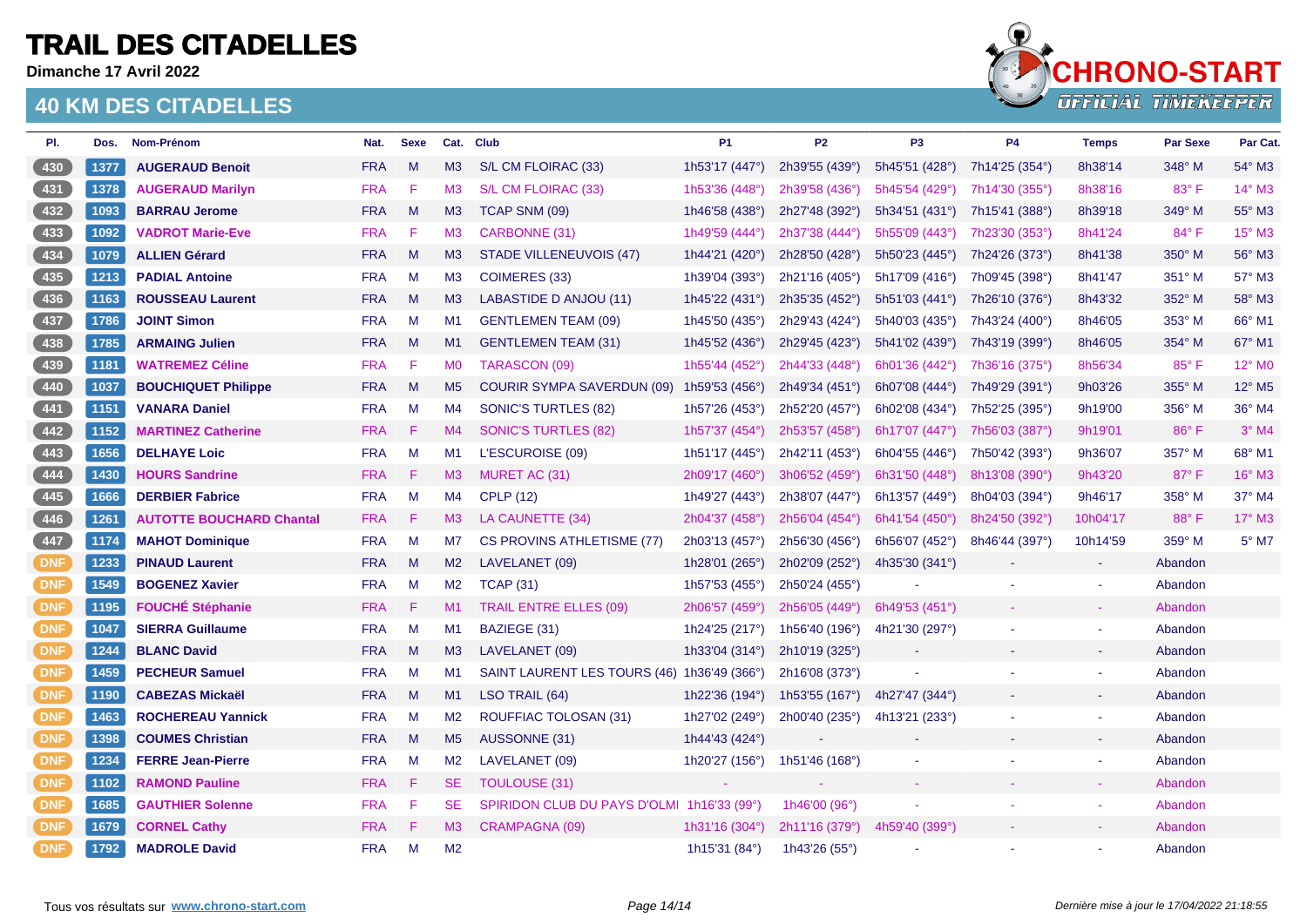# TRAIL DES CITADELLES

**Dimanche 17 Avril 2022**

## 40 KM DES CITADELLES

CHRONO-START
OFFICIAL TIMEKEEPER

| Pl. | Dos. | Nom-Prénom | Nat. | Sexe | Cat. | Club | P1 | P2 | P3 | P4 | Temps | Par Sexe | Par Cat. |
|---|---|---|---|---|---|---|---|---|---|---|---|---|---|
| 430 | 1377 | **AUGERAUD Benoit** | FRA | M | M3 | S/L CM FLOIRAC (33) | 1h53'17 (447°) | 2h39'55 (439°) | 5h45'51 (428°) | 7h14'25 (354°) | 8h38'14 | 348° M | 54° M3 |
| 431 | 1378 | **AUGERAUD Marilyn** | FRA | F | M3 | S/L CM FLOIRAC (33) | 1h53'36 (448°) | 2h39'58 (436°) | 5h45'54 (429°) | 7h14'30 (355°) | 8h38'16 | 83° F | 14° M3 |
| 432 | 1093 | **BARRAU Jerome** | FRA | M | M3 | TCAP SNM (09) | 1h46'58 (438°) | 2h27'48 (392°) | 5h34'51 (431°) | 7h15'41 (388°) | 8h39'18 | 349° M | 55° M3 |
| 433 | 1092 | **VADROT Marie-Eve** | FRA | F | M3 | CARBONNE (31) | 1h49'59 (444°) | 2h37'38 (444°) | 5h55'09 (443°) | 7h23'30 (353°) | 8h41'24 | 84° F | 15° M3 |
| 434 | 1079 | **ALLIEN Gérard** | FRA | M | M3 | STADE VILLENEUVOIS (47) | 1h44'21 (420°) | 2h28'50 (428°) | 5h50'23 (445°) | 7h24'26 (373°) | 8h41'38 | 350° M | 56° M3 |
| 435 | 1213 | **PADIAL Antoine** | FRA | M | M3 | COIMERES (33) | 1h39'04 (393°) | 2h21'16 (405°) | 5h17'09 (416°) | 7h09'45 (398°) | 8h41'47 | 351° M | 57° M3 |
| 436 | 1163 | **ROUSSEAU Laurent** | FRA | M | M3 | LABASTIDE D ANJOU (11) | 1h45'22 (431°) | 2h35'35 (452°) | 5h51'03 (441°) | 7h26'10 (376°) | 8h43'32 | 352° M | 58° M3 |
| 437 | 1786 | **JOINT Simon** | FRA | M | M1 | GENTLEMEN TEAM (09) | 1h45'50 (435°) | 2h29'43 (424°) | 5h40'03 (435°) | 7h43'24 (400°) | 8h46'05 | 353° M | 66° M1 |
| 438 | 1785 | **ARMAING Julien** | FRA | M | M1 | GENTLEMEN TEAM (31) | 1h45'52 (436°) | 2h29'45 (423°) | 5h41'02 (439°) | 7h43'19 (399°) | 8h46'05 | 354° M | 67° M1 |
| 439 | 1181 | **WATREMEZ Céline** | FRA | F | M0 | TARASCON (09) | 1h55'44 (452°) | 2h44'33 (448°) | 6h01'36 (442°) | 7h36'16 (375°) | 8h56'34 | 85° F | 12° M0 |
| 440 | 1037 | **BOUCHIQUET Philippe** | FRA | M | M5 | COURIR SYMPA SAVERDUN (09) | 1h59'53 (456°) | 2h49'34 (451°) | 6h07'08 (444°) | 7h49'29 (391°) | 9h03'26 | 355° M | 12° M5 |
| 441 | 1151 | **VANARA Daniel** | FRA | M | M4 | SONIC'S TURTLES (82) | 1h57'26 (453°) | 2h52'20 (457°) | 6h02'08 (434°) | 7h52'25 (395°) | 9h19'00 | 356° M | 36° M4 |
| 442 | 1152 | **MARTINEZ Catherine** | FRA | F | M4 | SONIC'S TURTLES (82) | 1h57'37 (454°) | 2h53'57 (458°) | 6h17'07 (447°) | 7h56'03 (387°) | 9h19'01 | 86° F | 3° M4 |
| 443 | 1656 | **DELHAYE Loic** | FRA | M | M1 | L'ESCUROISE (09) | 1h51'17 (445°) | 2h42'11 (453°) | 6h04'55 (446°) | 7h50'42 (393°) | 9h36'07 | 357° M | 68° M1 |
| 444 | 1430 | **HOURS Sandrine** | FRA | F | M3 | MURET AC (31) | 2h09'17 (460°) | 3h06'52 (459°) | 6h31'50 (448°) | 8h13'08 (390°) | 9h43'20 | 87° F | 16° M3 |
| 445 | 1666 | **DERBIER Fabrice** | FRA | M | M4 | CPLP (12) | 1h49'27 (443°) | 2h38'07 (447°) | 6h13'57 (449°) | 8h04'03 (394°) | 9h46'17 | 358° M | 37° M4 |
| 446 | 1261 | **AUTOTTE BOUCHARD Chantal** | FRA | F | M3 | LA CAUNETTE (34) | 2h04'37 (458°) | 2h56'04 (454°) | 6h41'54 (450°) | 8h24'50 (392°) | 10h04'17 | 88° F | 17° M3 |
| 447 | 1174 | **MAHOT Dominique** | FRA | M | M7 | CS PROVINS ATHLETISME (77) | 2h03'13 (457°) | 2h56'30 (456°) | 6h56'07 (452°) | 8h46'44 (397°) | 10h14'59 | 359° M | 5° M7 |
| DNF | 1233 | **PINAUD Laurent** | FRA | M | M2 | LAVELANET (09) | 1h28'01 (265°) | 2h02'09 (252°) | 4h35'30 (341°) | - | - | Abandon | |
| DNF | 1549 | **BOGENEZ Xavier** | FRA | M | M2 | TCAP (31) | 1h57'53 (455°) | 2h50'24 (455°) | - | - | - | Abandon | |
| DNF | 1195 | **FOUCHÉ Stéphanie** | FRA | F | M1 | TRAIL ENTRE ELLES (09) | 2h06'57 (459°) | 2h56'05 (449°) | 6h49'53 (451°) | - | - | Abandon | |
| DNF | 1047 | **SIERRA Guillaume** | FRA | M | M1 | BAZIEGE (31) | 1h24'25 (217°) | 1h56'40 (196°) | 4h21'30 (297°) | - | - | Abandon | |
| DNF | 1244 | **BLANC David** | FRA | M | M3 | LAVELANET (09) | 1h33'04 (314°) | 2h10'19 (325°) | - | - | - | Abandon | |
| DNF | 1459 | **PECHEUR Samuel** | FRA | M | M1 | SAINT LAURENT LES TOURS (46) | 1h36'49 (366°) | 2h16'08 (373°) | - | - | - | Abandon | |
| DNF | 1190 | **CABEZAS Mickaël** | FRA | M | M1 | LSO TRAIL (64) | 1h22'36 (194°) | 1h53'55 (167°) | 4h27'47 (344°) | - | - | Abandon | |
| DNF | 1463 | **ROCHEREAU Yannick** | FRA | M | M2 | ROUFFIAC TOLOSAN (31) | 1h27'02 (249°) | 2h00'40 (235°) | 4h13'21 (233°) | - | - | Abandon | |
| DNF | 1398 | **COUMES Christian** | FRA | M | M5 | AUSSONNE (31) | 1h44'43 (424°) | - | - | - | - | Abandon | |
| DNF | 1234 | **FERRE Jean-Pierre** | FRA | M | M2 | LAVELANET (09) | 1h20'27 (156°) | 1h51'46 (168°) | - | - | - | Abandon | |
| DNF | 1102 | **RAMOND Pauline** | FRA | F | SE | TOULOUSE (31) | - | - | - | - | - | Abandon | |
| DNF | 1685 | **GAUTHIER Solenne** | FRA | F | SE | SPIRIDON CLUB DU PAYS D'OLMI | 1h16'33 (99°) | 1h46'00 (96°) | - | - | - | Abandon | |
| DNF | 1679 | **CORNEL Cathy** | FRA | F | M3 | CRAMPAGNA (09) | 1h31'16 (304°) | 2h11'16 (379°) | 4h59'40 (399°) | - | - | Abandon | |
| DNF | 1792 | **MADROLE David** | FRA | M | M2 | | 1h15'31 (84°) | 1h43'26 (55°) | - | - | - | Abandon | |

Tous vos résultats sur www.chrono-start.com

*Dernière mise à jour le 17/04/2022 21:18:55*